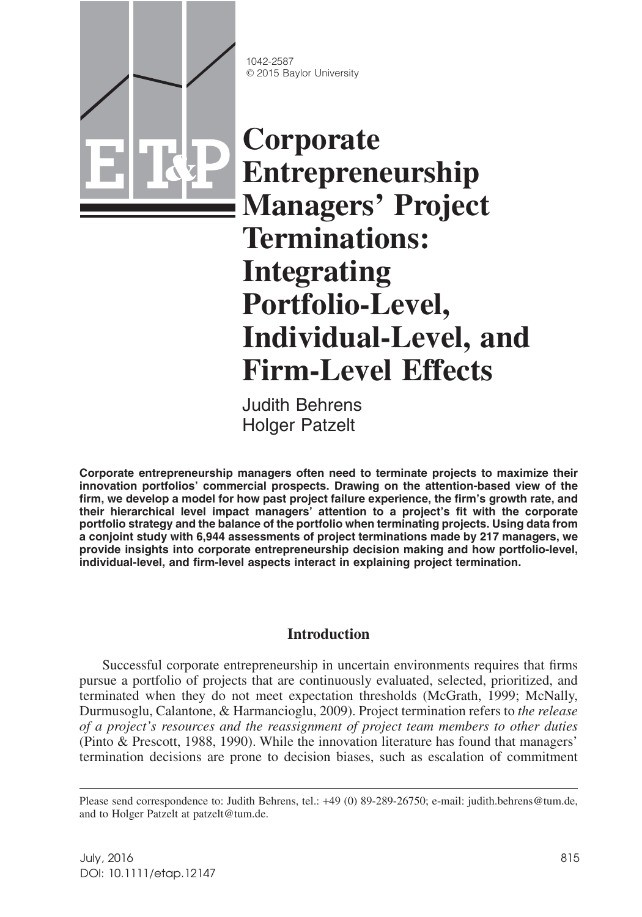1042-2587
© 2015 Baylor University

# Corporate Entrepreneurship Managers' Project Terminations: Integrating Portfolio-Level, Individual-Level, and Firm-Level Effects

Judith Behrens
Holger Patzelt

**Corporate entrepreneurship managers often need to terminate projects to maximize their innovation portfolios' commercial prospects. Drawing on the attention-based view of the firm, we develop a model for how past project failure experience, the firm's growth rate, and their hierarchical level impact managers' attention to a project's fit with the corporate portfolio strategy and the balance of the portfolio when terminating projects. Using data from a conjoint study with 6,944 assessments of project terminations made by 217 managers, we provide insights into corporate entrepreneurship decision making and how portfolio-level, individual-level, and firm-level aspects interact in explaining project termination.**

## Introduction

Successful corporate entrepreneurship in uncertain environments requires that firms pursue a portfolio of projects that are continuously evaluated, selected, prioritized, and terminated when they do not meet expectation thresholds (McGrath, 1999; McNally, Durmusoglu, Calantone, & Harmancioglu, 2009). Project termination refers to *the release of a project's resources and the reassignment of project team members to other duties* (Pinto & Prescott, 1988, 1990). While the innovation literature has found that managers' termination decisions are prone to decision biases, such as escalation of commitment

---

Please send correspondence to: Judith Behrens, tel.: +49 (0) 89-289-26750; e-mail: judith.behrens@tum.de, and to Holger Patzelt at patzelt@tum.de.

DOI: 10.1111/etap.12147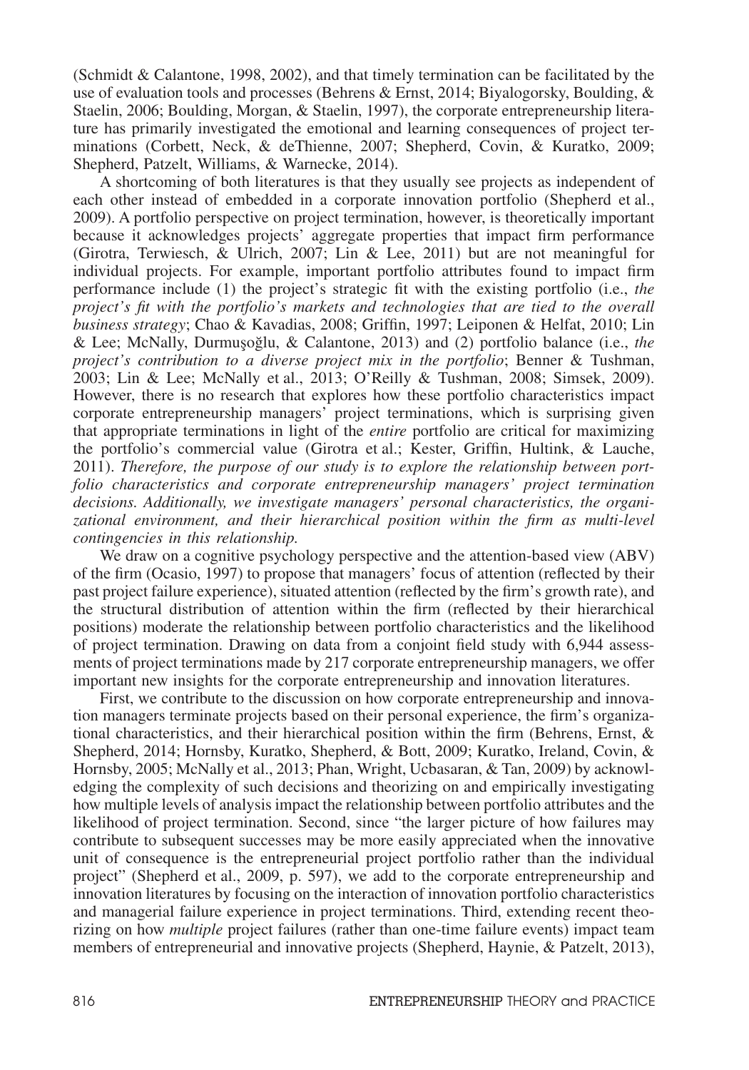(Schmidt & Calantone, 1998, 2002), and that timely termination can be facilitated by the use of evaluation tools and processes (Behrens & Ernst, 2014; Biyalogorsky, Boulding, & Staelin, 2006; Boulding, Morgan, & Staelin, 1997), the corporate entrepreneurship literature has primarily investigated the emotional and learning consequences of project terminations (Corbett, Neck, & deThienne, 2007; Shepherd, Covin, & Kuratko, 2009; Shepherd, Patzelt, Williams, & Warnecke, 2014).

A shortcoming of both literatures is that they usually see projects as independent of each other instead of embedded in a corporate innovation portfolio (Shepherd et al., 2009). A portfolio perspective on project termination, however, is theoretically important because it acknowledges projects' aggregate properties that impact firm performance (Girotra, Terwiesch, & Ulrich, 2007; Lin & Lee, 2011) but are not meaningful for individual projects. For example, important portfolio attributes found to impact firm performance include (1) the project's strategic fit with the existing portfolio (i.e., *the project's fit with the portfolio's markets and technologies that are tied to the overall business strategy*; Chao & Kavadias, 2008; Griffin, 1997; Leiponen & Helfat, 2010; Lin & Lee; McNally, Durmuşoğlu, & Calantone, 2013) and (2) portfolio balance (i.e., *the project's contribution to a diverse project mix in the portfolio*; Benner & Tushman, 2003; Lin & Lee; McNally et al., 2013; O'Reilly & Tushman, 2008; Simsek, 2009). However, there is no research that explores how these portfolio characteristics impact corporate entrepreneurship managers' project terminations, which is surprising given that appropriate terminations in light of the *entire* portfolio are critical for maximizing the portfolio's commercial value (Girotra et al.; Kester, Griffin, Hultink, & Lauche, 2011). *Therefore, the purpose of our study is to explore the relationship between portfolio characteristics and corporate entrepreneurship managers' project termination decisions. Additionally, we investigate managers' personal characteristics, the organizational environment, and their hierarchical position within the firm as multi-level contingencies in this relationship.*

We draw on a cognitive psychology perspective and the attention-based view (ABV) of the firm (Ocasio, 1997) to propose that managers' focus of attention (reflected by their past project failure experience), situated attention (reflected by the firm's growth rate), and the structural distribution of attention within the firm (reflected by their hierarchical positions) moderate the relationship between portfolio characteristics and the likelihood of project termination. Drawing on data from a conjoint field study with 6,944 assessments of project terminations made by 217 corporate entrepreneurship managers, we offer important new insights for the corporate entrepreneurship and innovation literatures.

First, we contribute to the discussion on how corporate entrepreneurship and innovation managers terminate projects based on their personal experience, the firm's organizational characteristics, and their hierarchical position within the firm (Behrens, Ernst, & Shepherd, 2014; Hornsby, Kuratko, Shepherd, & Bott, 2009; Kuratko, Ireland, Covin, & Hornsby, 2005; McNally et al., 2013; Phan, Wright, Ucbasaran, & Tan, 2009) by acknowledging the complexity of such decisions and theorizing on and empirically investigating how multiple levels of analysis impact the relationship between portfolio attributes and the likelihood of project termination. Second, since "the larger picture of how failures may contribute to subsequent successes may be more easily appreciated when the innovative unit of consequence is the entrepreneurial project portfolio rather than the individual project" (Shepherd et al., 2009, p. 597), we add to the corporate entrepreneurship and innovation literatures by focusing on the interaction of innovation portfolio characteristics and managerial failure experience in project terminations. Third, extending recent theorizing on how *multiple* project failures (rather than one-time failure events) impact team members of entrepreneurial and innovative projects (Shepherd, Haynie, & Patzelt, 2013),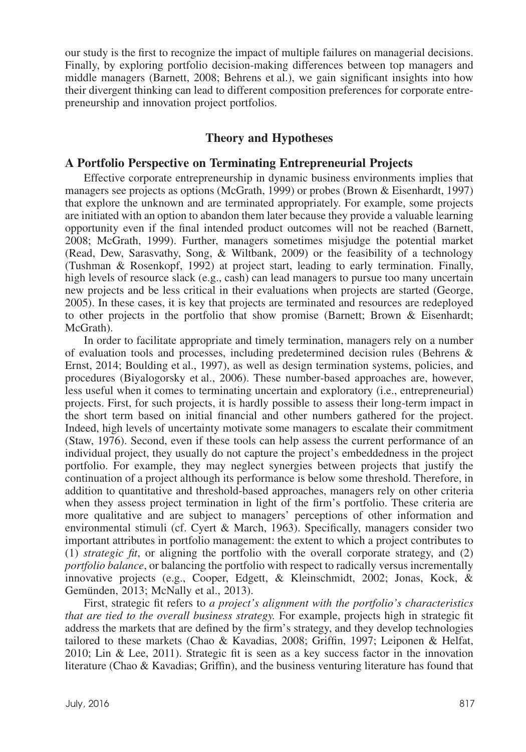our study is the first to recognize the impact of multiple failures on managerial decisions. Finally, by exploring portfolio decision-making differences between top managers and middle managers (Barnett, 2008; Behrens et al.), we gain significant insights into how their divergent thinking can lead to different composition preferences for corporate entrepreneurship and innovation project portfolios.

## Theory and Hypotheses

### A Portfolio Perspective on Terminating Entrepreneurial Projects

Effective corporate entrepreneurship in dynamic business environments implies that managers see projects as options (McGrath, 1999) or probes (Brown & Eisenhardt, 1997) that explore the unknown and are terminated appropriately. For example, some projects are initiated with an option to abandon them later because they provide a valuable learning opportunity even if the final intended product outcomes will not be reached (Barnett, 2008; McGrath, 1999). Further, managers sometimes misjudge the potential market (Read, Dew, Sarasvathy, Song, & Wiltbank, 2009) or the feasibility of a technology (Tushman & Rosenkopf, 1992) at project start, leading to early termination. Finally, high levels of resource slack (e.g., cash) can lead managers to pursue too many uncertain new projects and be less critical in their evaluations when projects are started (George, 2005). In these cases, it is key that projects are terminated and resources are redeployed to other projects in the portfolio that show promise (Barnett; Brown & Eisenhardt; McGrath).

In order to facilitate appropriate and timely termination, managers rely on a number of evaluation tools and processes, including predetermined decision rules (Behrens & Ernst, 2014; Boulding et al., 1997), as well as design termination systems, policies, and procedures (Biyalogorsky et al., 2006). These number-based approaches are, however, less useful when it comes to terminating uncertain and exploratory (i.e., entrepreneurial) projects. First, for such projects, it is hardly possible to assess their long-term impact in the short term based on initial financial and other numbers gathered for the project. Indeed, high levels of uncertainty motivate some managers to escalate their commitment (Staw, 1976). Second, even if these tools can help assess the current performance of an individual project, they usually do not capture the project's embeddedness in the project portfolio. For example, they may neglect synergies between projects that justify the continuation of a project although its performance is below some threshold. Therefore, in addition to quantitative and threshold-based approaches, managers rely on other criteria when they assess project termination in light of the firm's portfolio. These criteria are more qualitative and are subject to managers' perceptions of other information and environmental stimuli (cf. Cyert & March, 1963). Specifically, managers consider two important attributes in portfolio management: the extent to which a project contributes to (1) *strategic fit*, or aligning the portfolio with the overall corporate strategy, and (2) *portfolio balance*, or balancing the portfolio with respect to radically versus incrementally innovative projects (e.g., Cooper, Edgett, & Kleinschmidt, 2002; Jonas, Kock, & Gemünden, 2013; McNally et al., 2013).

First, strategic fit refers to *a project's alignment with the portfolio's characteristics that are tied to the overall business strategy.* For example, projects high in strategic fit address the markets that are defined by the firm's strategy, and they develop technologies tailored to these markets (Chao & Kavadias, 2008; Griffin, 1997; Leiponen & Helfat, 2010; Lin & Lee, 2011). Strategic fit is seen as a key success factor in the innovation literature (Chao & Kavadias; Griffin), and the business venturing literature has found that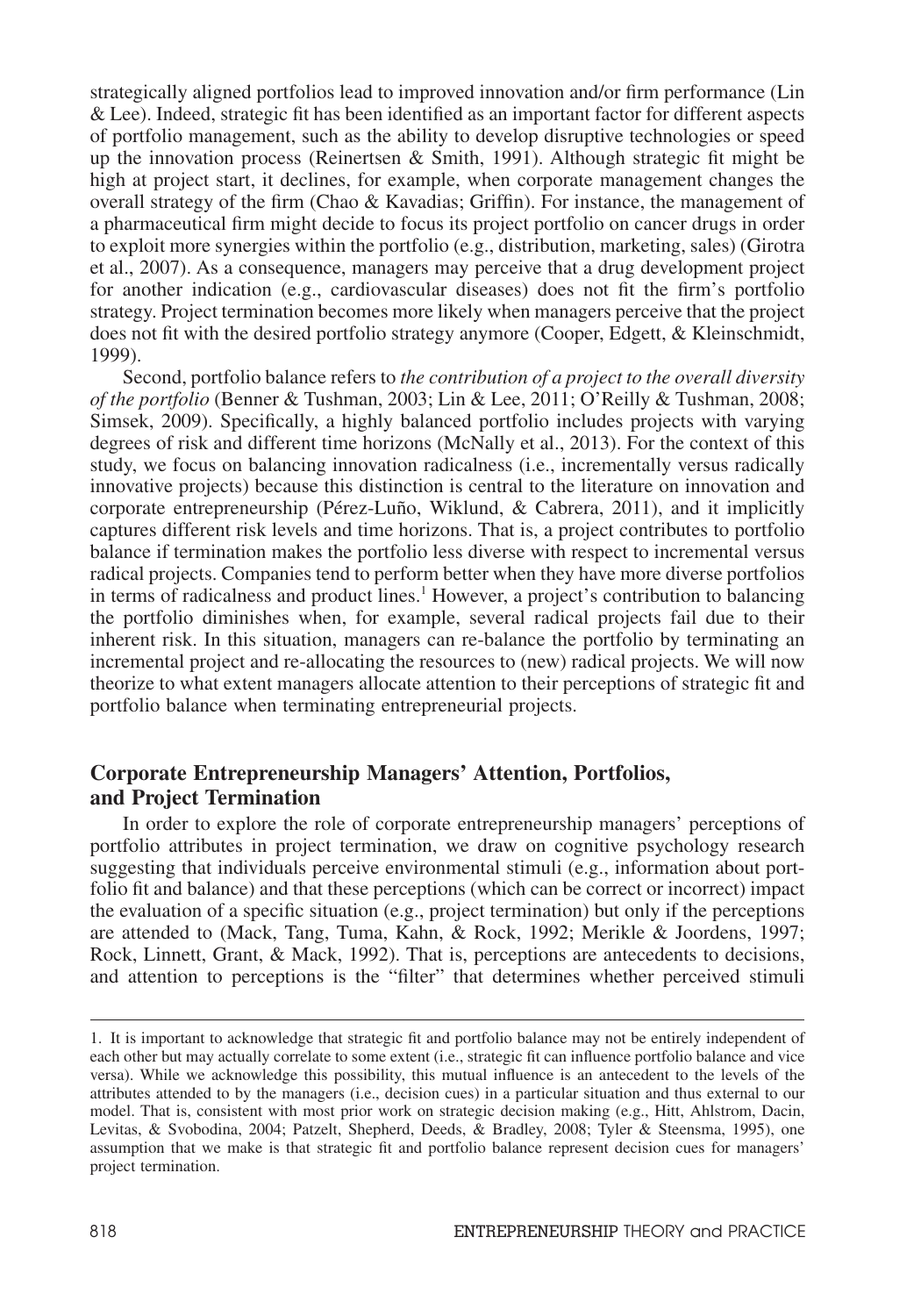strategically aligned portfolios lead to improved innovation and/or firm performance (Lin & Lee). Indeed, strategic fit has been identified as an important factor for different aspects of portfolio management, such as the ability to develop disruptive technologies or speed up the innovation process (Reinertsen & Smith, 1991). Although strategic fit might be high at project start, it declines, for example, when corporate management changes the overall strategy of the firm (Chao & Kavadias; Griffin). For instance, the management of a pharmaceutical firm might decide to focus its project portfolio on cancer drugs in order to exploit more synergies within the portfolio (e.g., distribution, marketing, sales) (Girotra et al., 2007). As a consequence, managers may perceive that a drug development project for another indication (e.g., cardiovascular diseases) does not fit the firm's portfolio strategy. Project termination becomes more likely when managers perceive that the project does not fit with the desired portfolio strategy anymore (Cooper, Edgett, & Kleinschmidt, 1999).

Second, portfolio balance refers to *the contribution of a project to the overall diversity of the portfolio* (Benner & Tushman, 2003; Lin & Lee, 2011; O'Reilly & Tushman, 2008; Simsek, 2009). Specifically, a highly balanced portfolio includes projects with varying degrees of risk and different time horizons (McNally et al., 2013). For the context of this study, we focus on balancing innovation radicalness (i.e., incrementally versus radically innovative projects) because this distinction is central to the literature on innovation and corporate entrepreneurship (Pérez-Luño, Wiklund, & Cabrera, 2011), and it implicitly captures different risk levels and time horizons. That is, a project contributes to portfolio balance if termination makes the portfolio less diverse with respect to incremental versus radical projects. Companies tend to perform better when they have more diverse portfolios in terms of radicalness and product lines.[1] However, a project's contribution to balancing the portfolio diminishes when, for example, several radical projects fail due to their inherent risk. In this situation, managers can re-balance the portfolio by terminating an incremental project and re-allocating the resources to (new) radical projects. We will now theorize to what extent managers allocate attention to their perceptions of strategic fit and portfolio balance when terminating entrepreneurial projects.

## Corporate Entrepreneurship Managers' Attention, Portfolios, and Project Termination

In order to explore the role of corporate entrepreneurship managers' perceptions of portfolio attributes in project termination, we draw on cognitive psychology research suggesting that individuals perceive environmental stimuli (e.g., information about portfolio fit and balance) and that these perceptions (which can be correct or incorrect) impact the evaluation of a specific situation (e.g., project termination) but only if the perceptions are attended to (Mack, Tang, Tuma, Kahn, & Rock, 1992; Merikle & Joordens, 1997; Rock, Linnett, Grant, & Mack, 1992). That is, perceptions are antecedents to decisions, and attention to perceptions is the "filter" that determines whether perceived stimuli

1. It is important to acknowledge that strategic fit and portfolio balance may not be entirely independent of each other but may actually correlate to some extent (i.e., strategic fit can influence portfolio balance and vice versa). While we acknowledge this possibility, this mutual influence is an antecedent to the levels of the attributes attended to by the managers (i.e., decision cues) in a particular situation and thus external to our model. That is, consistent with most prior work on strategic decision making (e.g., Hitt, Ahlstrom, Dacin, Levitas, & Svobodina, 2004; Patzelt, Shepherd, Deeds, & Bradley, 2008; Tyler & Steensma, 1995), one assumption that we make is that strategic fit and portfolio balance represent decision cues for managers' project termination.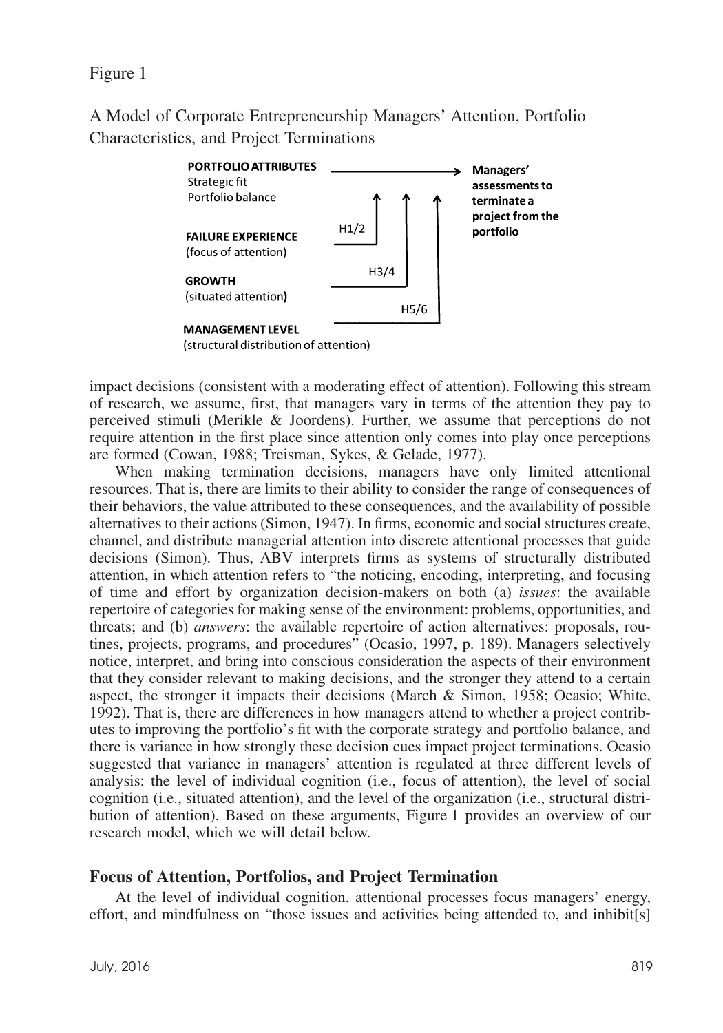Figure 1

A Model of Corporate Entrepreneurship Managers' Attention, Portfolio Characteristics, and Project Terminations

**PORTFOLIO ATTRIBUTES**
Strategic fit
Portfolio balance

**FAILURE EXPERIENCE**
(focus of attention)

**GROWTH**
(situated attention)

**MANAGEMENT LEVEL**
(structural distribution of attention)

H1/2 H3/4 H5/6

**Managers' assessments to terminate a project from the portfolio**

impact decisions (consistent with a moderating effect of attention). Following this stream of research, we assume, first, that managers vary in terms of the attention they pay to perceived stimuli (Merikle & Joordens). Further, we assume that perceptions do not require attention in the first place since attention only comes into play once perceptions are formed (Cowan, 1988; Treisman, Sykes, & Gelade, 1977).

When making termination decisions, managers have only limited attentional resources. That is, there are limits to their ability to consider the range of consequences of their behaviors, the value attributed to these consequences, and the availability of possible alternatives to their actions (Simon, 1947). In firms, economic and social structures create, channel, and distribute managerial attention into discrete attentional processes that guide decisions (Simon). Thus, ABV interprets firms as systems of structurally distributed attention, in which attention refers to "the noticing, encoding, interpreting, and focusing of time and effort by organization decision-makers on both (a) *issues*: the available repertoire of categories for making sense of the environment: problems, opportunities, and threats; and (b) *answers*: the available repertoire of action alternatives: proposals, routines, projects, programs, and procedures" (Ocasio, 1997, p. 189). Managers selectively notice, interpret, and bring into conscious consideration the aspects of their environment that they consider relevant to making decisions, and the stronger they attend to a certain aspect, the stronger it impacts their decisions (March & Simon, 1958; Ocasio; White, 1992). That is, there are differences in how managers attend to whether a project contributes to improving the portfolio's fit with the corporate strategy and portfolio balance, and there is variance in how strongly these decision cues impact project terminations. Ocasio suggested that variance in managers' attention is regulated at three different levels of analysis: the level of individual cognition (i.e., focus of attention), the level of social cognition (i.e., situated attention), and the level of the organization (i.e., structural distribution of attention). Based on these arguments, Figure 1 provides an overview of our research model, which we will detail below.

## Focus of Attention, Portfolios, and Project Termination

At the level of individual cognition, attentional processes focus managers' energy, effort, and mindfulness on "those issues and activities being attended to, and inhibit[s]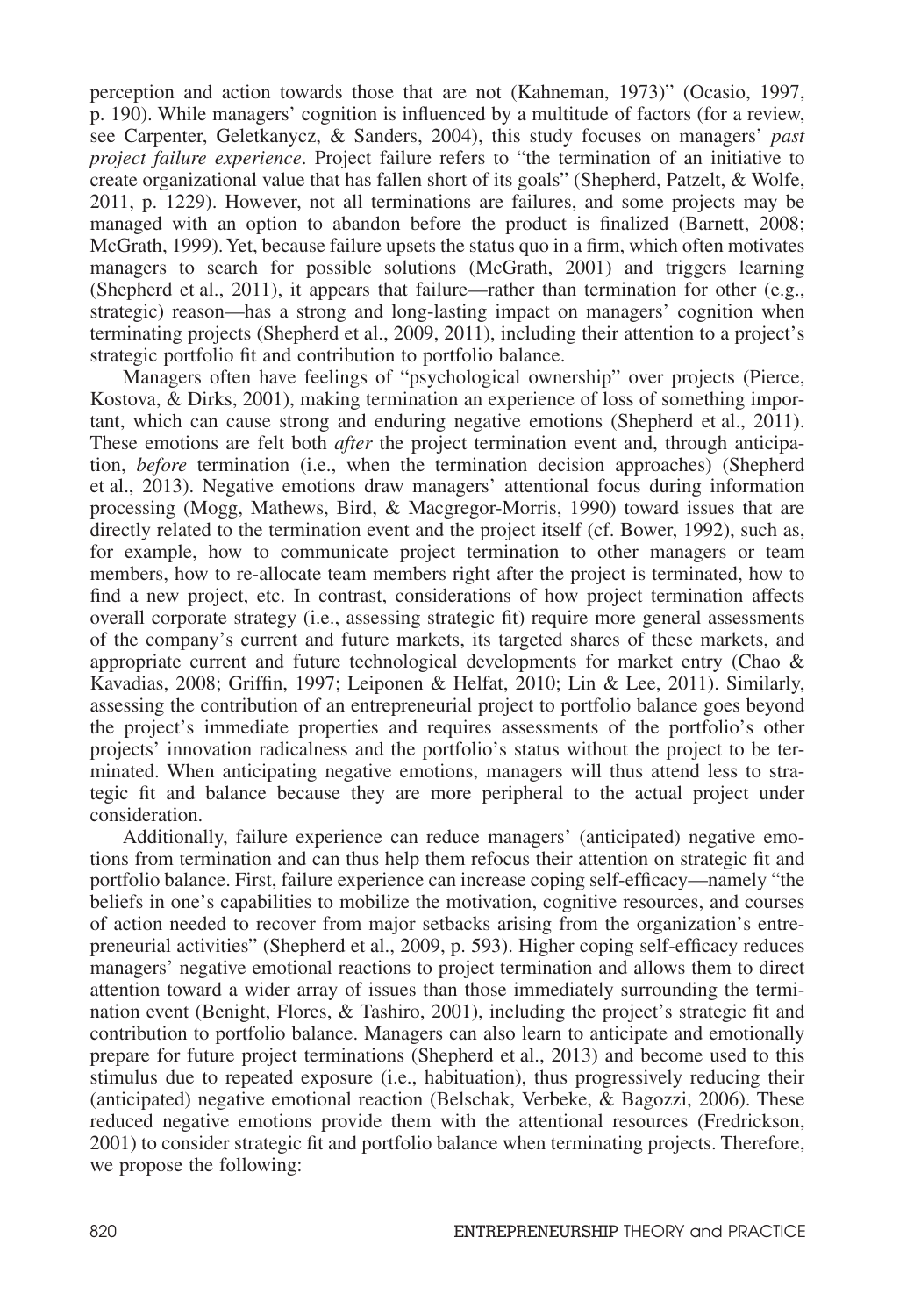perception and action towards those that are not (Kahneman, 1973)" (Ocasio, 1997, p. 190). While managers' cognition is influenced by a multitude of factors (for a review, see Carpenter, Geletkanycz, & Sanders, 2004), this study focuses on managers' *past project failure experience*. Project failure refers to "the termination of an initiative to create organizational value that has fallen short of its goals" (Shepherd, Patzelt, & Wolfe, 2011, p. 1229). However, not all terminations are failures, and some projects may be managed with an option to abandon before the product is finalized (Barnett, 2008; McGrath, 1999). Yet, because failure upsets the status quo in a firm, which often motivates managers to search for possible solutions (McGrath, 2001) and triggers learning (Shepherd et al., 2011), it appears that failure—rather than termination for other (e.g., strategic) reason—has a strong and long-lasting impact on managers' cognition when terminating projects (Shepherd et al., 2009, 2011), including their attention to a project's strategic portfolio fit and contribution to portfolio balance.

Managers often have feelings of "psychological ownership" over projects (Pierce, Kostova, & Dirks, 2001), making termination an experience of loss of something important, which can cause strong and enduring negative emotions (Shepherd et al., 2011). These emotions are felt both *after* the project termination event and, through anticipation, *before* termination (i.e., when the termination decision approaches) (Shepherd et al., 2013). Negative emotions draw managers' attentional focus during information processing (Mogg, Mathews, Bird, & Macgregor-Morris, 1990) toward issues that are directly related to the termination event and the project itself (cf. Bower, 1992), such as, for example, how to communicate project termination to other managers or team members, how to re-allocate team members right after the project is terminated, how to find a new project, etc. In contrast, considerations of how project termination affects overall corporate strategy (i.e., assessing strategic fit) require more general assessments of the company's current and future markets, its targeted shares of these markets, and appropriate current and future technological developments for market entry (Chao & Kavadias, 2008; Griffin, 1997; Leiponen & Helfat, 2010; Lin & Lee, 2011). Similarly, assessing the contribution of an entrepreneurial project to portfolio balance goes beyond the project's immediate properties and requires assessments of the portfolio's other projects' innovation radicalness and the portfolio's status without the project to be terminated. When anticipating negative emotions, managers will thus attend less to strategic fit and balance because they are more peripheral to the actual project under consideration.

Additionally, failure experience can reduce managers' (anticipated) negative emotions from termination and can thus help them refocus their attention on strategic fit and portfolio balance. First, failure experience can increase coping self-efficacy—namely "the beliefs in one's capabilities to mobilize the motivation, cognitive resources, and courses of action needed to recover from major setbacks arising from the organization's entrepreneurial activities" (Shepherd et al., 2009, p. 593). Higher coping self-efficacy reduces managers' negative emotional reactions to project termination and allows them to direct attention toward a wider array of issues than those immediately surrounding the termination event (Benight, Flores, & Tashiro, 2001), including the project's strategic fit and contribution to portfolio balance. Managers can also learn to anticipate and emotionally prepare for future project terminations (Shepherd et al., 2013) and become used to this stimulus due to repeated exposure (i.e., habituation), thus progressively reducing their (anticipated) negative emotional reaction (Belschak, Verbeke, & Bagozzi, 2006). These reduced negative emotions provide them with the attentional resources (Fredrickson, 2001) to consider strategic fit and portfolio balance when terminating projects. Therefore, we propose the following: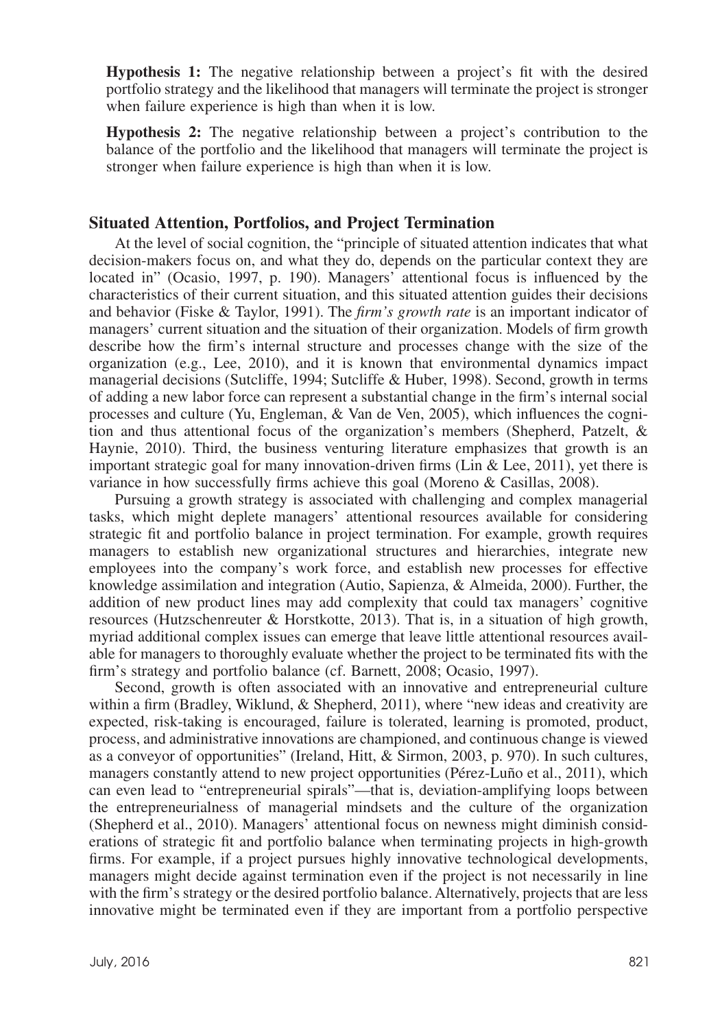**Hypothesis 1:** The negative relationship between a project's fit with the desired portfolio strategy and the likelihood that managers will terminate the project is stronger when failure experience is high than when it is low.

**Hypothesis 2:** The negative relationship between a project's contribution to the balance of the portfolio and the likelihood that managers will terminate the project is stronger when failure experience is high than when it is low.

## Situated Attention, Portfolios, and Project Termination

At the level of social cognition, the "principle of situated attention indicates that what decision-makers focus on, and what they do, depends on the particular context they are located in" (Ocasio, 1997, p. 190). Managers' attentional focus is influenced by the characteristics of their current situation, and this situated attention guides their decisions and behavior (Fiske & Taylor, 1991). The *firm's growth rate* is an important indicator of managers' current situation and the situation of their organization. Models of firm growth describe how the firm's internal structure and processes change with the size of the organization (e.g., Lee, 2010), and it is known that environmental dynamics impact managerial decisions (Sutcliffe, 1994; Sutcliffe & Huber, 1998). Second, growth in terms of adding a new labor force can represent a substantial change in the firm's internal social processes and culture (Yu, Engleman, & Van de Ven, 2005), which influences the cognition and thus attentional focus of the organization's members (Shepherd, Patzelt, & Haynie, 2010). Third, the business venturing literature emphasizes that growth is an important strategic goal for many innovation-driven firms (Lin & Lee, 2011), yet there is variance in how successfully firms achieve this goal (Moreno & Casillas, 2008).

Pursuing a growth strategy is associated with challenging and complex managerial tasks, which might deplete managers' attentional resources available for considering strategic fit and portfolio balance in project termination. For example, growth requires managers to establish new organizational structures and hierarchies, integrate new employees into the company's work force, and establish new processes for effective knowledge assimilation and integration (Autio, Sapienza, & Almeida, 2000). Further, the addition of new product lines may add complexity that could tax managers' cognitive resources (Hutzschenreuter & Horstkotte, 2013). That is, in a situation of high growth, myriad additional complex issues can emerge that leave little attentional resources available for managers to thoroughly evaluate whether the project to be terminated fits with the firm's strategy and portfolio balance (cf. Barnett, 2008; Ocasio, 1997).

Second, growth is often associated with an innovative and entrepreneurial culture within a firm (Bradley, Wiklund, & Shepherd, 2011), where "new ideas and creativity are expected, risk-taking is encouraged, failure is tolerated, learning is promoted, product, process, and administrative innovations are championed, and continuous change is viewed as a conveyor of opportunities" (Ireland, Hitt, & Sirmon, 2003, p. 970). In such cultures, managers constantly attend to new project opportunities (Pérez-Luño et al., 2011), which can even lead to "entrepreneurial spirals"—that is, deviation-amplifying loops between the entrepreneurialness of managerial mindsets and the culture of the organization (Shepherd et al., 2010). Managers' attentional focus on newness might diminish considerations of strategic fit and portfolio balance when terminating projects in high-growth firms. For example, if a project pursues highly innovative technological developments, managers might decide against termination even if the project is not necessarily in line with the firm's strategy or the desired portfolio balance. Alternatively, projects that are less innovative might be terminated even if they are important from a portfolio perspective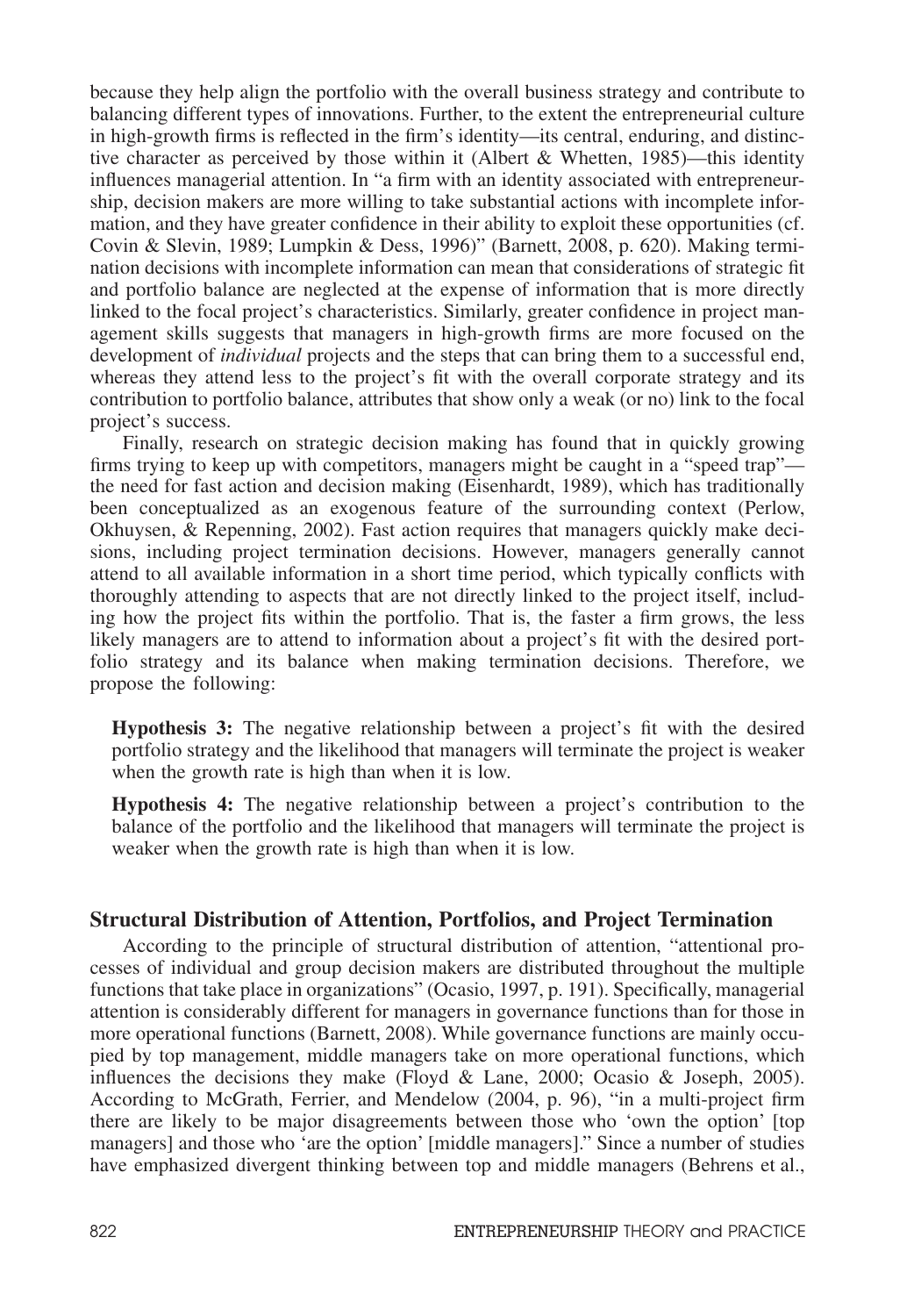because they help align the portfolio with the overall business strategy and contribute to balancing different types of innovations. Further, to the extent the entrepreneurial culture in high-growth firms is reflected in the firm's identity—its central, enduring, and distinctive character as perceived by those within it (Albert & Whetten, 1985)—this identity influences managerial attention. In "a firm with an identity associated with entrepreneurship, decision makers are more willing to take substantial actions with incomplete information, and they have greater confidence in their ability to exploit these opportunities (cf. Covin & Slevin, 1989; Lumpkin & Dess, 1996)" (Barnett, 2008, p. 620). Making termination decisions with incomplete information can mean that considerations of strategic fit and portfolio balance are neglected at the expense of information that is more directly linked to the focal project's characteristics. Similarly, greater confidence in project management skills suggests that managers in high-growth firms are more focused on the development of *individual* projects and the steps that can bring them to a successful end, whereas they attend less to the project's fit with the overall corporate strategy and its contribution to portfolio balance, attributes that show only a weak (or no) link to the focal project's success.

Finally, research on strategic decision making has found that in quickly growing firms trying to keep up with competitors, managers might be caught in a "speed trap"—the need for fast action and decision making (Eisenhardt, 1989), which has traditionally been conceptualized as an exogenous feature of the surrounding context (Perlow, Okhuysen, & Repenning, 2002). Fast action requires that managers quickly make decisions, including project termination decisions. However, managers generally cannot attend to all available information in a short time period, which typically conflicts with thoroughly attending to aspects that are not directly linked to the project itself, including how the project fits within the portfolio. That is, the faster a firm grows, the less likely managers are to attend to information about a project's fit with the desired portfolio strategy and its balance when making termination decisions. Therefore, we propose the following:

**Hypothesis 3:** The negative relationship between a project's fit with the desired portfolio strategy and the likelihood that managers will terminate the project is weaker when the growth rate is high than when it is low.

**Hypothesis 4:** The negative relationship between a project's contribution to the balance of the portfolio and the likelihood that managers will terminate the project is weaker when the growth rate is high than when it is low.

## Structural Distribution of Attention, Portfolios, and Project Termination

According to the principle of structural distribution of attention, "attentional processes of individual and group decision makers are distributed throughout the multiple functions that take place in organizations" (Ocasio, 1997, p. 191). Specifically, managerial attention is considerably different for managers in governance functions than for those in more operational functions (Barnett, 2008). While governance functions are mainly occupied by top management, middle managers take on more operational functions, which influences the decisions they make (Floyd & Lane, 2000; Ocasio & Joseph, 2005). According to McGrath, Ferrier, and Mendelow (2004, p. 96), "in a multi-project firm there are likely to be major disagreements between those who 'own the option' [top managers] and those who 'are the option' [middle managers]." Since a number of studies have emphasized divergent thinking between top and middle managers (Behrens et al.,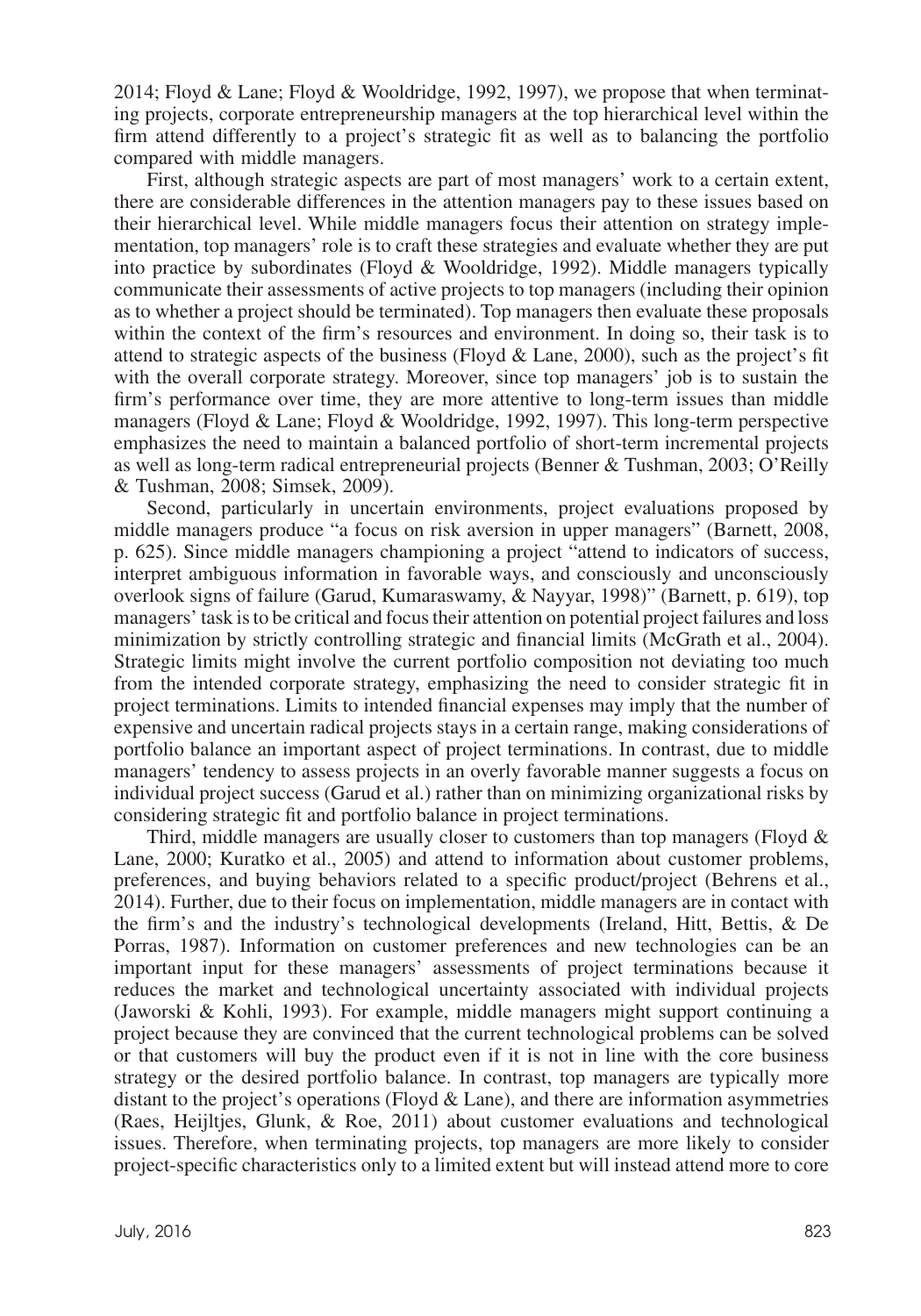2014; Floyd & Lane; Floyd & Wooldridge, 1992, 1997), we propose that when terminating projects, corporate entrepreneurship managers at the top hierarchical level within the firm attend differently to a project's strategic fit as well as to balancing the portfolio compared with middle managers.

First, although strategic aspects are part of most managers' work to a certain extent, there are considerable differences in the attention managers pay to these issues based on their hierarchical level. While middle managers focus their attention on strategy implementation, top managers' role is to craft these strategies and evaluate whether they are put into practice by subordinates (Floyd & Wooldridge, 1992). Middle managers typically communicate their assessments of active projects to top managers (including their opinion as to whether a project should be terminated). Top managers then evaluate these proposals within the context of the firm's resources and environment. In doing so, their task is to attend to strategic aspects of the business (Floyd & Lane, 2000), such as the project's fit with the overall corporate strategy. Moreover, since top managers' job is to sustain the firm's performance over time, they are more attentive to long-term issues than middle managers (Floyd & Lane; Floyd & Wooldridge, 1992, 1997). This long-term perspective emphasizes the need to maintain a balanced portfolio of short-term incremental projects as well as long-term radical entrepreneurial projects (Benner & Tushman, 2003; O'Reilly & Tushman, 2008; Simsek, 2009).

Second, particularly in uncertain environments, project evaluations proposed by middle managers produce "a focus on risk aversion in upper managers" (Barnett, 2008, p. 625). Since middle managers championing a project "attend to indicators of success, interpret ambiguous information in favorable ways, and consciously and unconsciously overlook signs of failure (Garud, Kumaraswamy, & Nayyar, 1998)" (Barnett, p. 619), top managers' task is to be critical and focus their attention on potential project failures and loss minimization by strictly controlling strategic and financial limits (McGrath et al., 2004). Strategic limits might involve the current portfolio composition not deviating too much from the intended corporate strategy, emphasizing the need to consider strategic fit in project terminations. Limits to intended financial expenses may imply that the number of expensive and uncertain radical projects stays in a certain range, making considerations of portfolio balance an important aspect of project terminations. In contrast, due to middle managers' tendency to assess projects in an overly favorable manner suggests a focus on individual project success (Garud et al.) rather than on minimizing organizational risks by considering strategic fit and portfolio balance in project terminations.

Third, middle managers are usually closer to customers than top managers (Floyd & Lane, 2000; Kuratko et al., 2005) and attend to information about customer problems, preferences, and buying behaviors related to a specific product/project (Behrens et al., 2014). Further, due to their focus on implementation, middle managers are in contact with the firm's and the industry's technological developments (Ireland, Hitt, Bettis, & De Porras, 1987). Information on customer preferences and new technologies can be an important input for these managers' assessments of project terminations because it reduces the market and technological uncertainty associated with individual projects (Jaworski & Kohli, 1993). For example, middle managers might support continuing a project because they are convinced that the current technological problems can be solved or that customers will buy the product even if it is not in line with the core business strategy or the desired portfolio balance. In contrast, top managers are typically more distant to the project's operations (Floyd & Lane), and there are information asymmetries (Raes, Heijltjes, Glunk, & Roe, 2011) about customer evaluations and technological issues. Therefore, when terminating projects, top managers are more likely to consider project-specific characteristics only to a limited extent but will instead attend more to core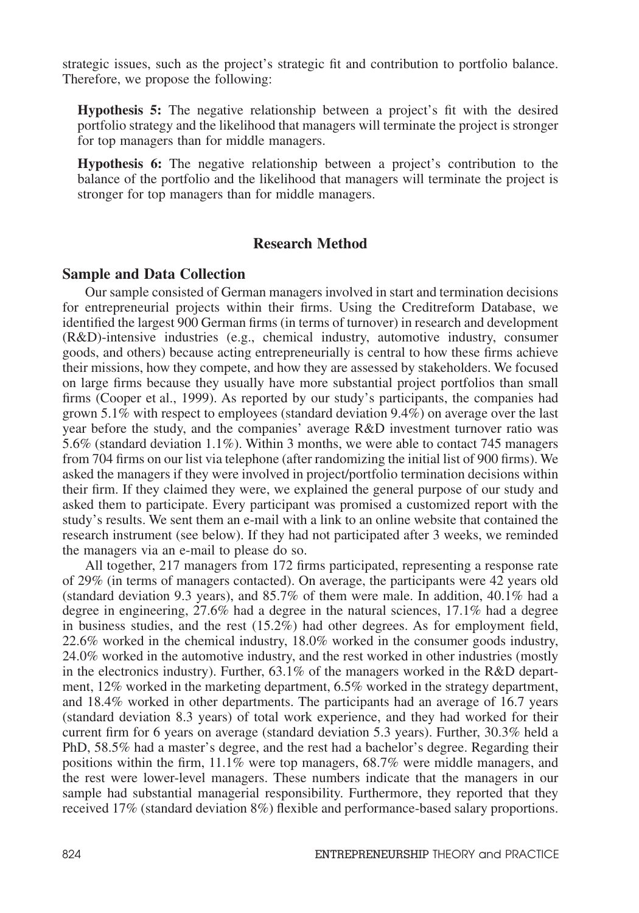strategic issues, such as the project's strategic fit and contribution to portfolio balance. Therefore, we propose the following:

> **Hypothesis 5:** The negative relationship between a project's fit with the desired portfolio strategy and the likelihood that managers will terminate the project is stronger for top managers than for middle managers.

> **Hypothesis 6:** The negative relationship between a project's contribution to the balance of the portfolio and the likelihood that managers will terminate the project is stronger for top managers than for middle managers.

## Research Method

### Sample and Data Collection

Our sample consisted of German managers involved in start and termination decisions for entrepreneurial projects within their firms. Using the Creditreform Database, we identified the largest 900 German firms (in terms of turnover) in research and development (R&D)-intensive industries (e.g., chemical industry, automotive industry, consumer goods, and others) because acting entrepreneurially is central to how these firms achieve their missions, how they compete, and how they are assessed by stakeholders. We focused on large firms because they usually have more substantial project portfolios than small firms (Cooper et al., 1999). As reported by our study's participants, the companies had grown 5.1% with respect to employees (standard deviation 9.4%) on average over the last year before the study, and the companies' average R&D investment turnover ratio was 5.6% (standard deviation 1.1%). Within 3 months, we were able to contact 745 managers from 704 firms on our list via telephone (after randomizing the initial list of 900 firms). We asked the managers if they were involved in project/portfolio termination decisions within their firm. If they claimed they were, we explained the general purpose of our study and asked them to participate. Every participant was promised a customized report with the study's results. We sent them an e-mail with a link to an online website that contained the research instrument (see below). If they had not participated after 3 weeks, we reminded the managers via an e-mail to please do so.

All together, 217 managers from 172 firms participated, representing a response rate of 29% (in terms of managers contacted). On average, the participants were 42 years old (standard deviation 9.3 years), and 85.7% of them were male. In addition, 40.1% had a degree in engineering, 27.6% had a degree in the natural sciences, 17.1% had a degree in business studies, and the rest (15.2%) had other degrees. As for employment field, 22.6% worked in the chemical industry, 18.0% worked in the consumer goods industry, 24.0% worked in the automotive industry, and the rest worked in other industries (mostly in the electronics industry). Further, 63.1% of the managers worked in the R&D department, 12% worked in the marketing department, 6.5% worked in the strategy department, and 18.4% worked in other departments. The participants had an average of 16.7 years (standard deviation 8.3 years) of total work experience, and they had worked for their current firm for 6 years on average (standard deviation 5.3 years). Further, 30.3% held a PhD, 58.5% had a master's degree, and the rest had a bachelor's degree. Regarding their positions within the firm, 11.1% were top managers, 68.7% were middle managers, and the rest were lower-level managers. These numbers indicate that the managers in our sample had substantial managerial responsibility. Furthermore, they reported that they received 17% (standard deviation 8%) flexible and performance-based salary proportions.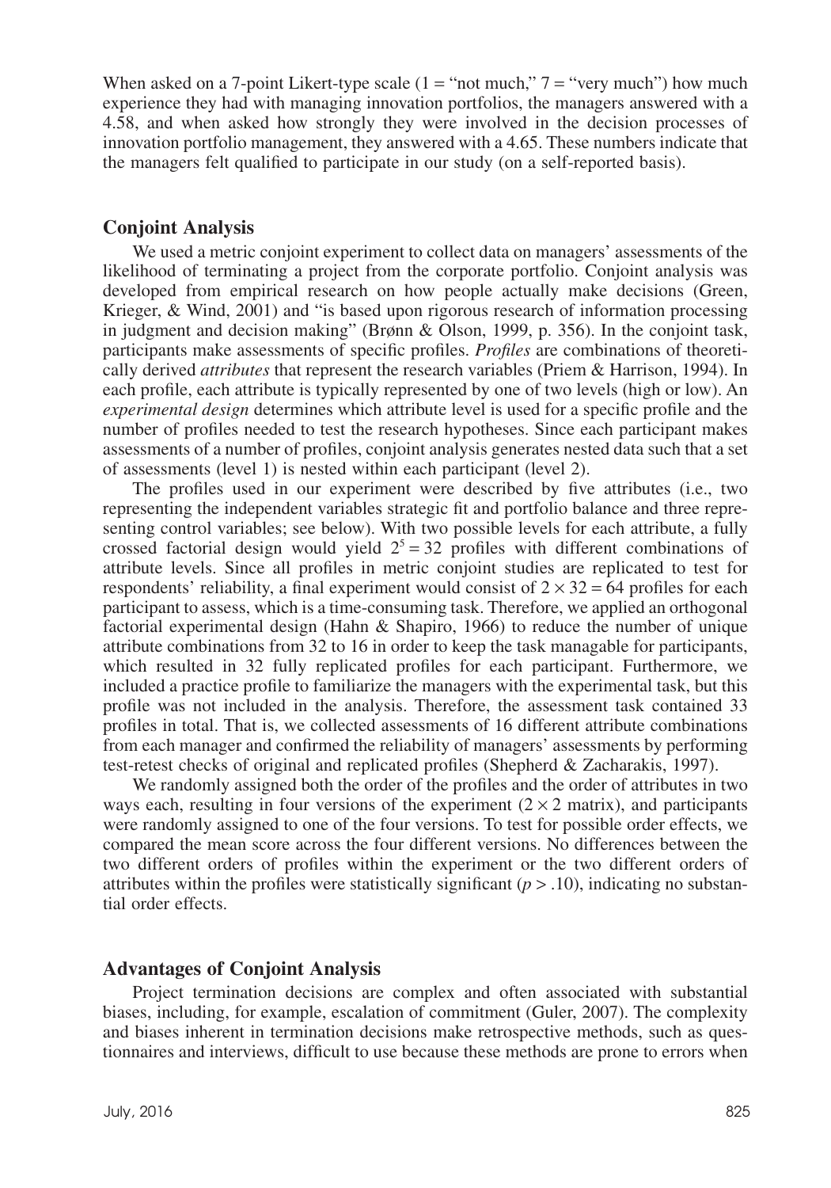When asked on a 7-point Likert-type scale (1 = "not much," 7 = "very much") how much experience they had with managing innovation portfolios, the managers answered with a 4.58, and when asked how strongly they were involved in the decision processes of innovation portfolio management, they answered with a 4.65. These numbers indicate that the managers felt qualified to participate in our study (on a self-reported basis).

## Conjoint Analysis

We used a metric conjoint experiment to collect data on managers' assessments of the likelihood of terminating a project from the corporate portfolio. Conjoint analysis was developed from empirical research on how people actually make decisions (Green, Krieger, & Wind, 2001) and "is based upon rigorous research of information processing in judgment and decision making" (Brønn & Olson, 1999, p. 356). In the conjoint task, participants make assessments of specific profiles. *Profiles* are combinations of theoretically derived *attributes* that represent the research variables (Priem & Harrison, 1994). In each profile, each attribute is typically represented by one of two levels (high or low). An *experimental design* determines which attribute level is used for a specific profile and the number of profiles needed to test the research hypotheses. Since each participant makes assessments of a number of profiles, conjoint analysis generates nested data such that a set of assessments (level 1) is nested within each participant (level 2).

The profiles used in our experiment were described by five attributes (i.e., two representing the independent variables strategic fit and portfolio balance and three representing control variables; see below). With two possible levels for each attribute, a fully crossed factorial design would yield $2^5 = 32$ profiles with different combinations of attribute levels. Since all profiles in metric conjoint studies are replicated to test for respondents' reliability, a final experiment would consist of $2 \times 32 = 64$ profiles for each participant to assess, which is a time-consuming task. Therefore, we applied an orthogonal factorial experimental design (Hahn & Shapiro, 1966) to reduce the number of unique attribute combinations from 32 to 16 in order to keep the task managable for participants, which resulted in 32 fully replicated profiles for each participant. Furthermore, we included a practice profile to familiarize the managers with the experimental task, but this profile was not included in the analysis. Therefore, the assessment task contained 33 profiles in total. That is, we collected assessments of 16 different attribute combinations from each manager and confirmed the reliability of managers' assessments by performing test-retest checks of original and replicated profiles (Shepherd & Zacharakis, 1997).

We randomly assigned both the order of the profiles and the order of attributes in two ways each, resulting in four versions of the experiment ($2 \times 2$ matrix), and participants were randomly assigned to one of the four versions. To test for possible order effects, we compared the mean score across the four different versions. No differences between the two different orders of profiles within the experiment or the two different orders of attributes within the profiles were statistically significant ($p > .10$), indicating no substantial order effects.

## Advantages of Conjoint Analysis

Project termination decisions are complex and often associated with substantial biases, including, for example, escalation of commitment (Guler, 2007). The complexity and biases inherent in termination decisions make retrospective methods, such as questionnaires and interviews, difficult to use because these methods are prone to errors when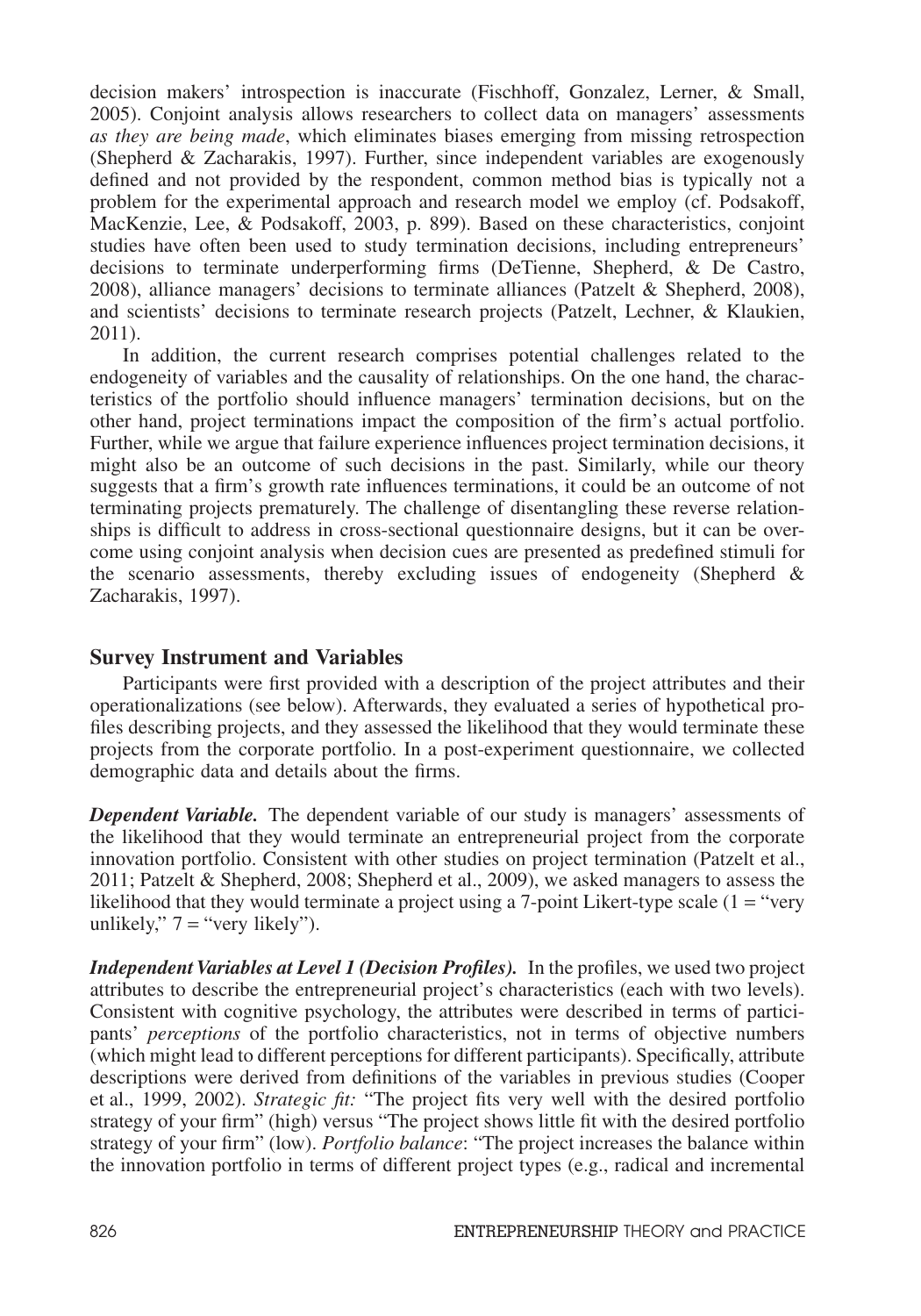decision makers' introspection is inaccurate (Fischhoff, Gonzalez, Lerner, & Small, 2005). Conjoint analysis allows researchers to collect data on managers' assessments *as they are being made*, which eliminates biases emerging from missing retrospection (Shepherd & Zacharakis, 1997). Further, since independent variables are exogenously defined and not provided by the respondent, common method bias is typically not a problem for the experimental approach and research model we employ (cf. Podsakoff, MacKenzie, Lee, & Podsakoff, 2003, p. 899). Based on these characteristics, conjoint studies have often been used to study termination decisions, including entrepreneurs' decisions to terminate underperforming firms (DeTienne, Shepherd, & De Castro, 2008), alliance managers' decisions to terminate alliances (Patzelt & Shepherd, 2008), and scientists' decisions to terminate research projects (Patzelt, Lechner, & Klaukien, 2011).

In addition, the current research comprises potential challenges related to the endogeneity of variables and the causality of relationships. On the one hand, the characteristics of the portfolio should influence managers' termination decisions, but on the other hand, project terminations impact the composition of the firm's actual portfolio. Further, while we argue that failure experience influences project termination decisions, it might also be an outcome of such decisions in the past. Similarly, while our theory suggests that a firm's growth rate influences terminations, it could be an outcome of not terminating projects prematurely. The challenge of disentangling these reverse relationships is difficult to address in cross-sectional questionnaire designs, but it can be overcome using conjoint analysis when decision cues are presented as predefined stimuli for the scenario assessments, thereby excluding issues of endogeneity (Shepherd & Zacharakis, 1997).

## Survey Instrument and Variables

Participants were first provided with a description of the project attributes and their operationalizations (see below). Afterwards, they evaluated a series of hypothetical profiles describing projects, and they assessed the likelihood that they would terminate these projects from the corporate portfolio. In a post-experiment questionnaire, we collected demographic data and details about the firms.

***Dependent Variable.*** The dependent variable of our study is managers' assessments of the likelihood that they would terminate an entrepreneurial project from the corporate innovation portfolio. Consistent with other studies on project termination (Patzelt et al., 2011; Patzelt & Shepherd, 2008; Shepherd et al., 2009), we asked managers to assess the likelihood that they would terminate a project using a 7-point Likert-type scale (1 = "very unlikely," 7 = "very likely").

***Independent Variables at Level 1 (Decision Profiles).*** In the profiles, we used two project attributes to describe the entrepreneurial project's characteristics (each with two levels). Consistent with cognitive psychology, the attributes were described in terms of participants' *perceptions* of the portfolio characteristics, not in terms of objective numbers (which might lead to different perceptions for different participants). Specifically, attribute descriptions were derived from definitions of the variables in previous studies (Cooper et al., 1999, 2002). *Strategic fit:* "The project fits very well with the desired portfolio strategy of your firm" (high) versus "The project shows little fit with the desired portfolio strategy of your firm" (low). *Portfolio balance*: "The project increases the balance within the innovation portfolio in terms of different project types (e.g., radical and incremental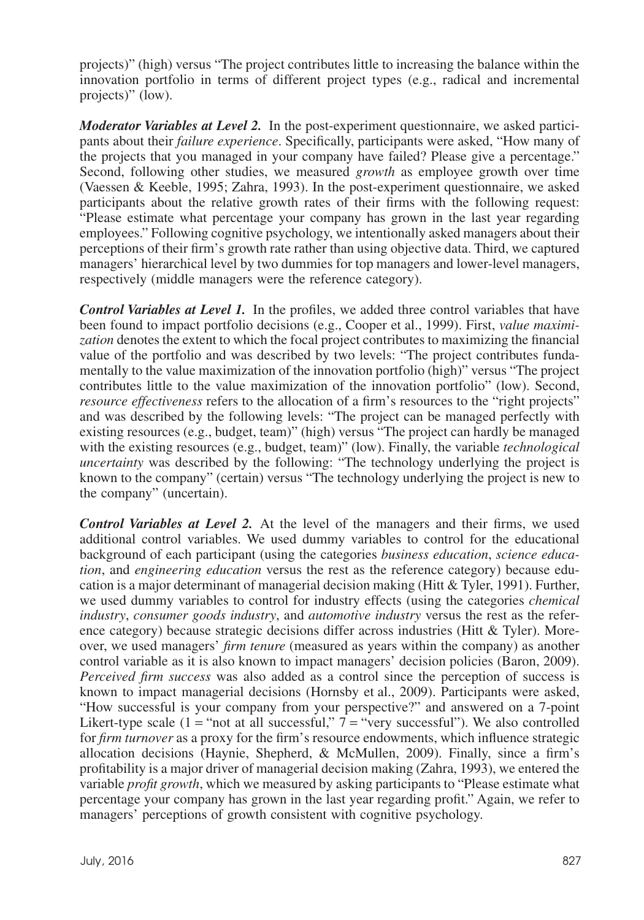projects)" (high) versus "The project contributes little to increasing the balance within the innovation portfolio in terms of different project types (e.g., radical and incremental projects)" (low).

***Moderator Variables at Level 2.*** In the post-experiment questionnaire, we asked participants about their *failure experience*. Specifically, participants were asked, "How many of the projects that you managed in your company have failed? Please give a percentage." Second, following other studies, we measured *growth* as employee growth over time (Vaessen & Keeble, 1995; Zahra, 1993). In the post-experiment questionnaire, we asked participants about the relative growth rates of their firms with the following request: "Please estimate what percentage your company has grown in the last year regarding employees." Following cognitive psychology, we intentionally asked managers about their perceptions of their firm's growth rate rather than using objective data. Third, we captured managers' hierarchical level by two dummies for top managers and lower-level managers, respectively (middle managers were the reference category).

***Control Variables at Level 1.*** In the profiles, we added three control variables that have been found to impact portfolio decisions (e.g., Cooper et al., 1999). First, *value maximization* denotes the extent to which the focal project contributes to maximizing the financial value of the portfolio and was described by two levels: "The project contributes fundamentally to the value maximization of the innovation portfolio (high)" versus "The project contributes little to the value maximization of the innovation portfolio" (low). Second, *resource effectiveness* refers to the allocation of a firm's resources to the "right projects" and was described by the following levels: "The project can be managed perfectly with existing resources (e.g., budget, team)" (high) versus "The project can hardly be managed with the existing resources (e.g., budget, team)" (low). Finally, the variable *technological uncertainty* was described by the following: "The technology underlying the project is known to the company" (certain) versus "The technology underlying the project is new to the company" (uncertain).

***Control Variables at Level 2.*** At the level of the managers and their firms, we used additional control variables. We used dummy variables to control for the educational background of each participant (using the categories *business education*, *science education*, and *engineering education* versus the rest as the reference category) because education is a major determinant of managerial decision making (Hitt & Tyler, 1991). Further, we used dummy variables to control for industry effects (using the categories *chemical industry*, *consumer goods industry*, and *automotive industry* versus the rest as the reference category) because strategic decisions differ across industries (Hitt & Tyler). Moreover, we used managers' *firm tenure* (measured as years within the company) as another control variable as it is also known to impact managers' decision policies (Baron, 2009). *Perceived firm success* was also added as a control since the perception of success is known to impact managerial decisions (Hornsby et al., 2009). Participants were asked, "How successful is your company from your perspective?" and answered on a 7-point Likert-type scale (1 = "not at all successful," 7 = "very successful"). We also controlled for *firm turnover* as a proxy for the firm's resource endowments, which influence strategic allocation decisions (Haynie, Shepherd, & McMullen, 2009). Finally, since a firm's profitability is a major driver of managerial decision making (Zahra, 1993), we entered the variable *profit growth*, which we measured by asking participants to "Please estimate what percentage your company has grown in the last year regarding profit." Again, we refer to managers' perceptions of growth consistent with cognitive psychology.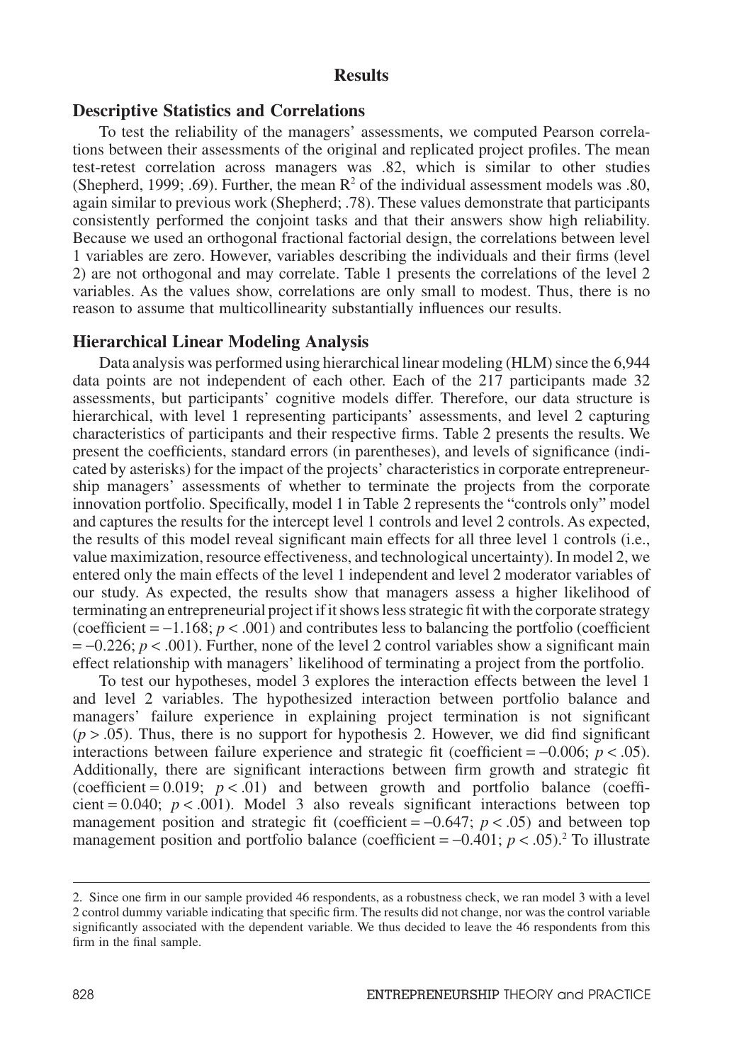# Results

## Descriptive Statistics and Correlations

To test the reliability of the managers' assessments, we computed Pearson correlations between their assessments of the original and replicated project profiles. The mean test-retest correlation across managers was .82, which is similar to other studies (Shepherd, 1999; .69). Further, the mean $R^2$ of the individual assessment models was .80, again similar to previous work (Shepherd; .78). These values demonstrate that participants consistently performed the conjoint tasks and that their answers show high reliability. Because we used an orthogonal fractional factorial design, the correlations between level 1 variables are zero. However, variables describing the individuals and their firms (level 2) are not orthogonal and may correlate. Table 1 presents the correlations of the level 2 variables. As the values show, correlations are only small to modest. Thus, there is no reason to assume that multicollinearity substantially influences our results.

## Hierarchical Linear Modeling Analysis

Data analysis was performed using hierarchical linear modeling (HLM) since the 6,944 data points are not independent of each other. Each of the 217 participants made 32 assessments, but participants' cognitive models differ. Therefore, our data structure is hierarchical, with level 1 representing participants' assessments, and level 2 capturing characteristics of participants and their respective firms. Table 2 presents the results. We present the coefficients, standard errors (in parentheses), and levels of significance (indicated by asterisks) for the impact of the projects' characteristics in corporate entrepreneurship managers' assessments of whether to terminate the projects from the corporate innovation portfolio. Specifically, model 1 in Table 2 represents the "controls only" model and captures the results for the intercept level 1 controls and level 2 controls. As expected, the results of this model reveal significant main effects for all three level 1 controls (i.e., value maximization, resource effectiveness, and technological uncertainty). In model 2, we entered only the main effects of the level 1 independent and level 2 moderator variables of our study. As expected, the results show that managers assess a higher likelihood of terminating an entrepreneurial project if it shows less strategic fit with the corporate strategy (coefficient = −1.168; $p < .001$) and contributes less to balancing the portfolio (coefficient = −0.226; $p < .001$). Further, none of the level 2 control variables show a significant main effect relationship with managers' likelihood of terminating a project from the portfolio.

To test our hypotheses, model 3 explores the interaction effects between the level 1 and level 2 variables. The hypothesized interaction between portfolio balance and managers' failure experience in explaining project termination is not significant ($p > .05$). Thus, there is no support for hypothesis 2. However, we did find significant interactions between failure experience and strategic fit (coefficient = −0.006; $p < .05$). Additionally, there are significant interactions between firm growth and strategic fit (coefficient = 0.019; $p < .01$) and between growth and portfolio balance (coefficient = 0.040; $p < .001$). Model 3 also reveals significant interactions between top management position and strategic fit (coefficient = −0.647; $p < .05$) and between top management position and portfolio balance (coefficient = −0.401; $p < .05$).[2] To illustrate

2. Since one firm in our sample provided 46 respondents, as a robustness check, we ran model 3 with a level 2 control dummy variable indicating that specific firm. The results did not change, nor was the control variable significantly associated with the dependent variable. We thus decided to leave the 46 respondents from this firm in the final sample.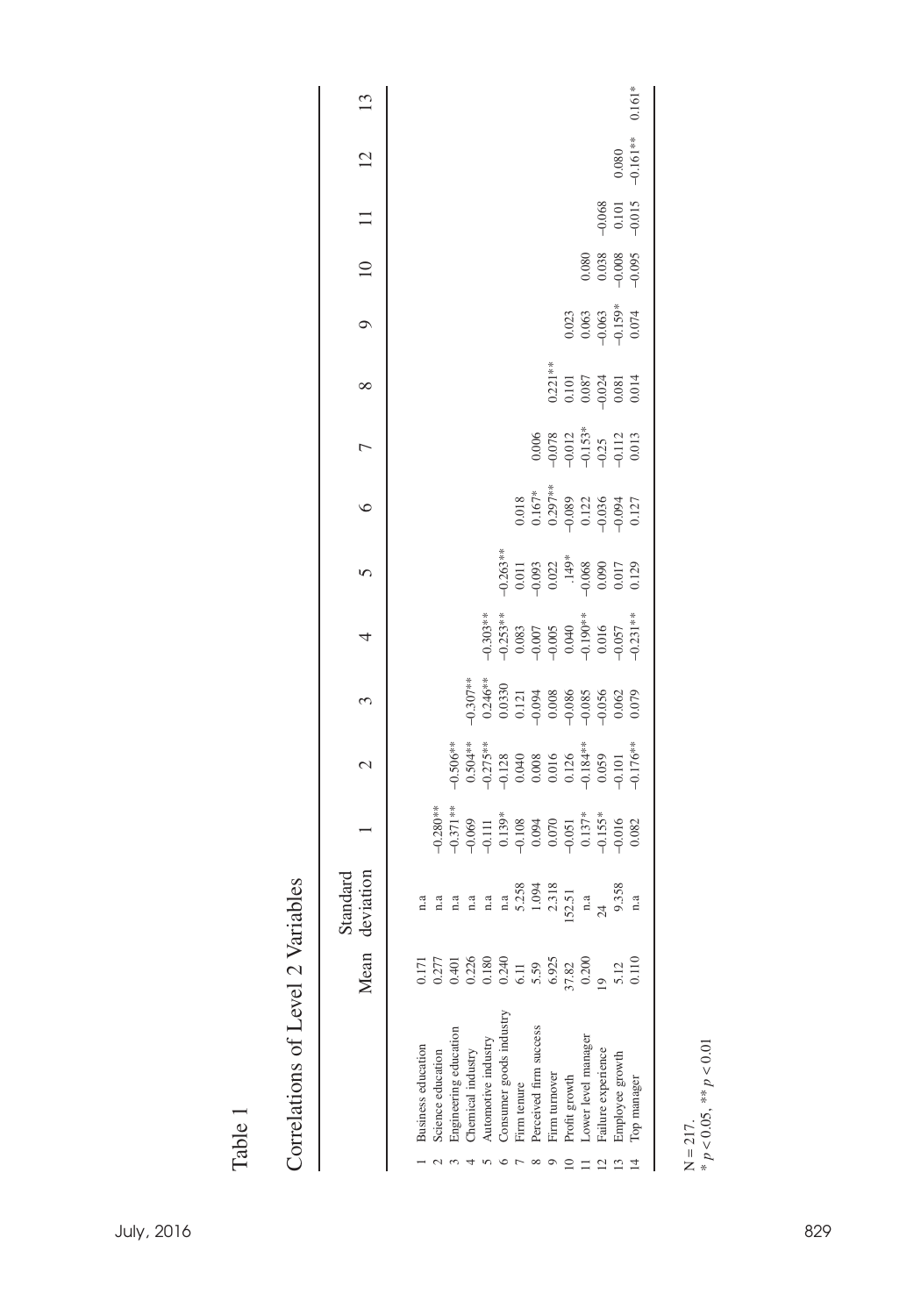Table 1

Correlations of Level 2 Variables

| | | Mean | Standard deviation | 1 | 2 | 3 | 4 | 5 | 6 | 7 | 8 | 9 | 10 | 11 | 12 | 13 |
|---|---|---|---|---|---|---|---|---|---|---|---|---|---|---|---|---|
| 1 | Business education | 0.171 | n.a | | | | | | | | | | | | | |
| 2 | Science education | 0.277 | n.a | −0.280** | | | | | | | | | | | | |
| 3 | Engineering education | 0.401 | n.a | −0.371** | −0.506** | | | | | | | | | | | |
| 4 | Chemical industry | 0.226 | n.a | −0.069 | 0.504** | −0.307** | | | | | | | | | | |
| 5 | Automotive industry | 0.180 | n.a | −0.111 | −0.275** | 0.246** | −0.303** | | | | | | | | | |
| 6 | Consumer goods industry | 0.240 | n.a | 0.139* | −0.128 | 0.0330 | −0.253** | −0.263** | | | | | | | | |
| 7 | Firm tenure | 6.11 | 5.258 | −0.108 | 0.040 | 0.121 | 0.083 | 0.011 | 0.018 | | | | | | | |
| 8 | Perceived firm success | 5.59 | 1.094 | 0.094 | 0.008 | −0.094 | −0.007 | −0.093 | 0.167* | 0.006 | | | | | | |
| 9 | Firm turnover | 6.925 | 2.318 | 0.070 | 0.016 | 0.008 | −0.005 | 0.022 | 0.297** | −0.078 | 0.221** | | | | | |
| 10 | Profit growth | 37.82 | 152.51 | −0.051 | 0.126 | −0.086 | 0.040 | .149* | −0.089 | −0.012 | 0.101 | 0.023 | | | | |
| 11 | Lower level manager | 0.200 | n.a | 0.137* | −0.184** | −0.085 | −0.190** | −0.068 | 0.122 | −0.153* | 0.087 | 0.063 | 0.080 | | | |
| 12 | Failure experience | 19 | 24 | −0.155* | 0.059 | −0.056 | 0.016 | 0.090 | −0.036 | −0.25 | −0.024 | −0.063 | 0.038 | −0.068 | | |
| 13 | Employee growth | 5.12 | 9.358 | −0.016 | −0.101 | 0.062 | −0.057 | 0.017 | −0.094 | −0.112 | 0.081 | −0.159* | −0.008 | 0.101 | 0.080 | |
| 14 | Top manager | 0.110 | n.a | 0.082 | −0.176** | 0.079 | −0.231** | 0.129 | 0.127 | 0.013 | 0.014 | 0.074 | −0.095 | −0.015 | −0.161** | 0.161* |

N = 217.
* $p < 0.05$, ** $p < 0.01$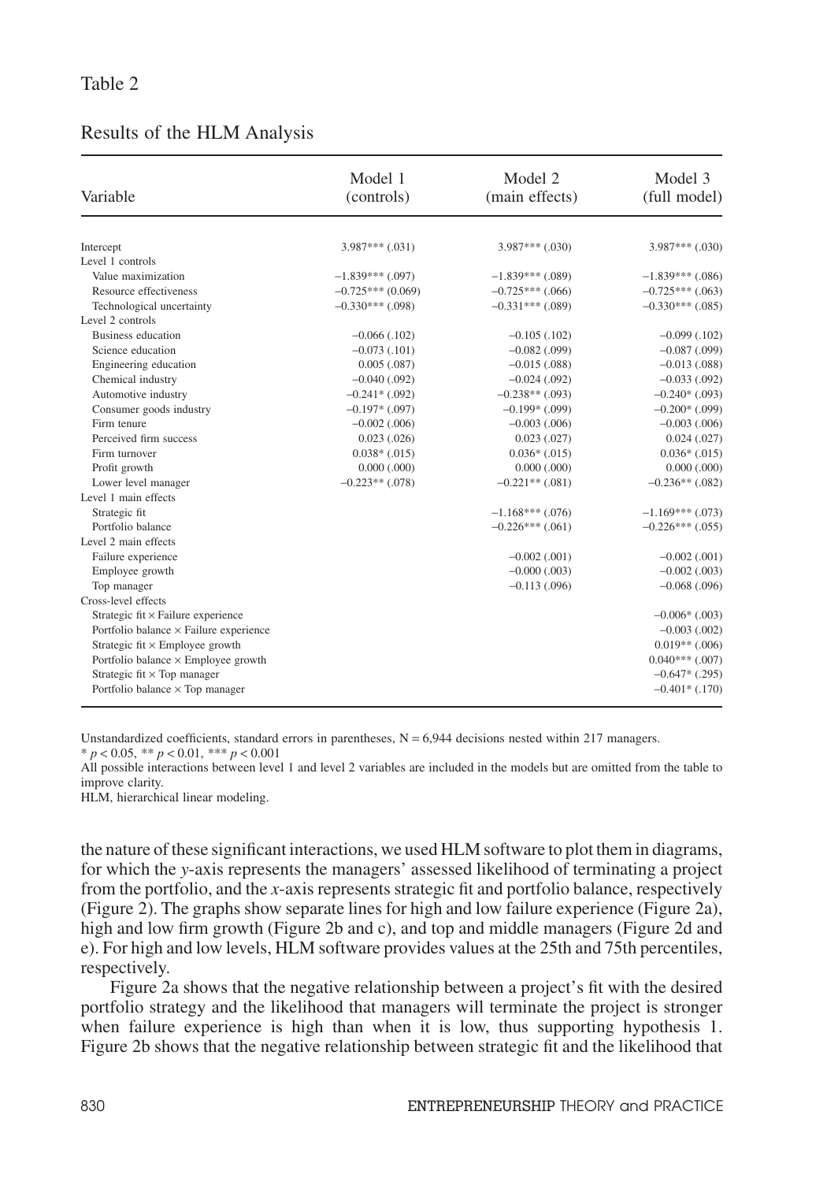Table 2

Results of the HLM Analysis

| Variable | Model 1 (controls) | Model 2 (main effects) | Model 3 (full model) |
|---|---|---|---|
| Intercept | 3.987*** (.031) | 3.987*** (.030) | 3.987*** (.030) |
| Level 1 controls | | | |
| Value maximization | −1.839*** (.097) | −1.839*** (.089) | −1.839*** (.086) |
| Resource effectiveness | −0.725*** (0.069) | −0.725*** (.066) | −0.725*** (.063) |
| Technological uncertainty | −0.330*** (.098) | −0.331*** (.089) | −0.330*** (.085) |
| Level 2 controls | | | |
| Business education | −0.066 (.102) | −0.105 (.102) | −0.099 (.102) |
| Science education | −0.073 (.101) | −0.082 (.099) | −0.087 (.099) |
| Engineering education | 0.005 (.087) | −0.015 (.088) | −0.013 (.088) |
| Chemical industry | −0.040 (.092) | −0.024 (.092) | −0.033 (.092) |
| Automotive industry | −0.241* (.092) | −0.238** (.093) | −0.240* (.093) |
| Consumer goods industry | −0.197* (.097) | −0.199* (.099) | −0.200* (.099) |
| Firm tenure | −0.002 (.006) | −0.003 (.006) | −0.003 (.006) |
| Perceived firm success | 0.023 (.026) | 0.023 (.027) | 0.024 (.027) |
| Firm turnover | 0.038* (.015) | 0.036* (.015) | 0.036* (.015) |
| Profit growth | 0.000 (.000) | 0.000 (.000) | 0.000 (.000) |
| Lower level manager | −0.223** (.078) | −0.221** (.081) | −0.236** (.082) |
| Level 1 main effects | | | |
| Strategic fit | | −1.168*** (.076) | −1.169*** (.073) |
| Portfolio balance | | −0.226*** (.061) | −0.226*** (.055) |
| Level 2 main effects | | | |
| Failure experience | | −0.002 (.001) | −0.002 (.001) |
| Employee growth | | −0.000 (.003) | −0.002 (.003) |
| Top manager | | −0.113 (.096) | −0.068 (.096) |
| Cross-level effects | | | |
| Strategic fit × Failure experience | | | −0.006* (.003) |
| Portfolio balance × Failure experience | | | −0.003 (.002) |
| Strategic fit × Employee growth | | | 0.019** (.006) |
| Portfolio balance × Employee growth | | | 0.040*** (.007) |
| Strategic fit × Top manager | | | −0.647* (.295) |
| Portfolio balance × Top manager | | | −0.401* (.170) |

Unstandardized coefficients, standard errors in parentheses, N = 6,944 decisions nested within 217 managers.

* $p < 0.05$, ** $p < 0.01$, *** $p < 0.001$

All possible interactions between level 1 and level 2 variables are included in the models but are omitted from the table to improve clarity.

HLM, hierarchical linear modeling.

the nature of these significant interactions, we used HLM software to plot them in diagrams, for which the *y*-axis represents the managers' assessed likelihood of terminating a project from the portfolio, and the *x*-axis represents strategic fit and portfolio balance, respectively (Figure 2). The graphs show separate lines for high and low failure experience (Figure 2a), high and low firm growth (Figure 2b and c), and top and middle managers (Figure 2d and e). For high and low levels, HLM software provides values at the 25th and 75th percentiles, respectively.

Figure 2a shows that the negative relationship between a project's fit with the desired portfolio strategy and the likelihood that managers will terminate the project is stronger when failure experience is high than when it is low, thus supporting hypothesis 1. Figure 2b shows that the negative relationship between strategic fit and the likelihood that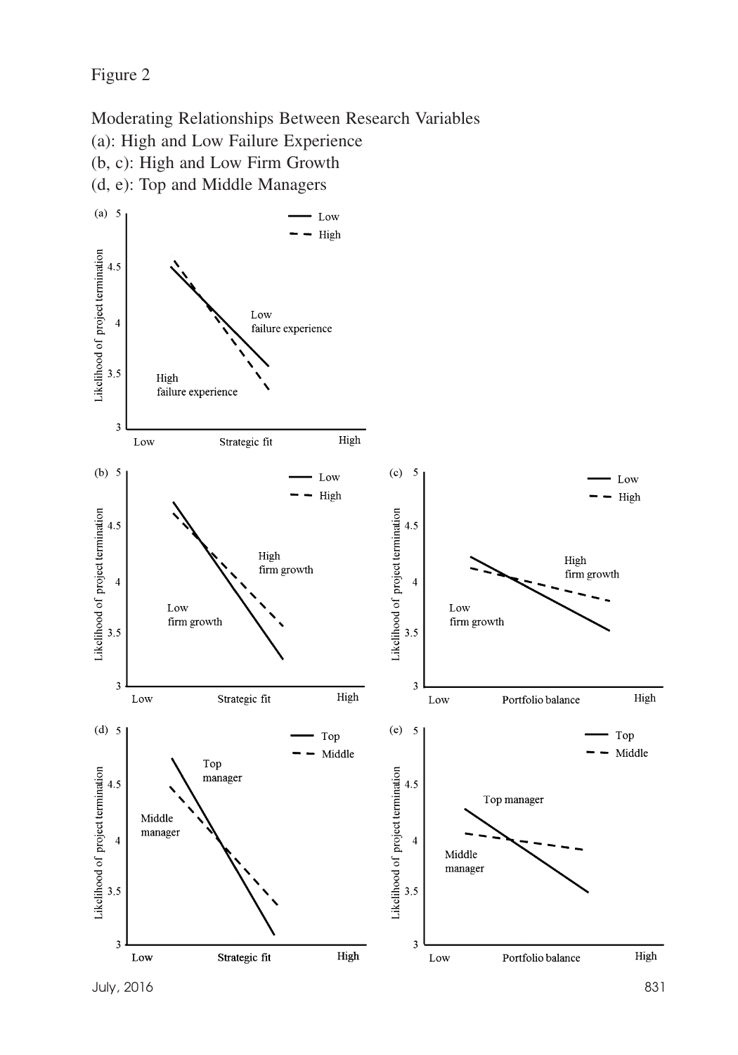Figure 2

Moderating Relationships Between Research Variables
(a): High and Low Failure Experience
(b, c): High and Low Firm Growth
(d, e): Top and Middle Managers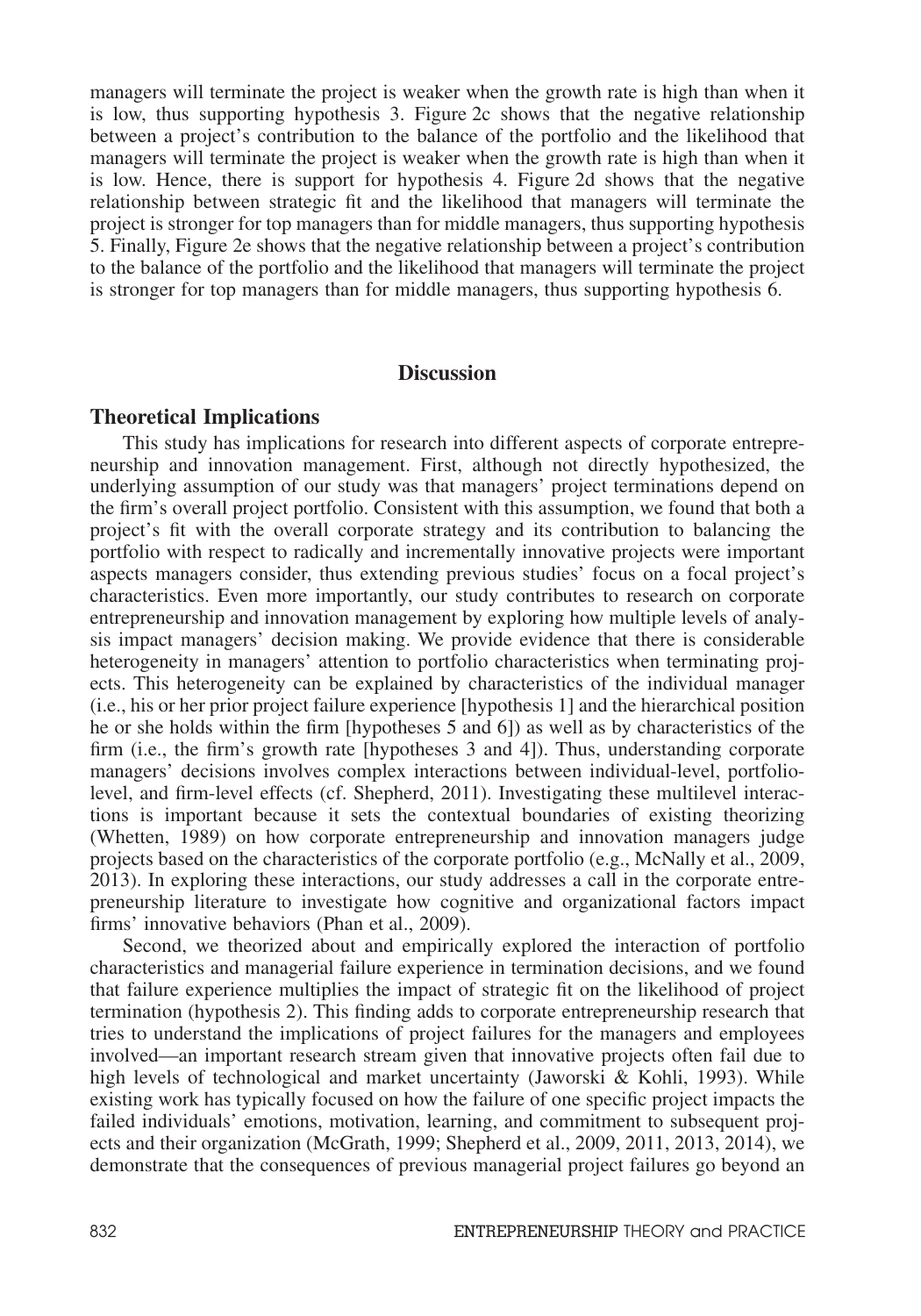managers will terminate the project is weaker when the growth rate is high than when it is low, thus supporting hypothesis 3. Figure 2c shows that the negative relationship between a project's contribution to the balance of the portfolio and the likelihood that managers will terminate the project is weaker when the growth rate is high than when it is low. Hence, there is support for hypothesis 4. Figure 2d shows that the negative relationship between strategic fit and the likelihood that managers will terminate the project is stronger for top managers than for middle managers, thus supporting hypothesis 5. Finally, Figure 2e shows that the negative relationship between a project's contribution to the balance of the portfolio and the likelihood that managers will terminate the project is stronger for top managers than for middle managers, thus supporting hypothesis 6.

## Discussion

### Theoretical Implications

This study has implications for research into different aspects of corporate entrepreneurship and innovation management. First, although not directly hypothesized, the underlying assumption of our study was that managers' project terminations depend on the firm's overall project portfolio. Consistent with this assumption, we found that both a project's fit with the overall corporate strategy and its contribution to balancing the portfolio with respect to radically and incrementally innovative projects were important aspects managers consider, thus extending previous studies' focus on a focal project's characteristics. Even more importantly, our study contributes to research on corporate entrepreneurship and innovation management by exploring how multiple levels of analysis impact managers' decision making. We provide evidence that there is considerable heterogeneity in managers' attention to portfolio characteristics when terminating projects. This heterogeneity can be explained by characteristics of the individual manager (i.e., his or her prior project failure experience [hypothesis 1] and the hierarchical position he or she holds within the firm [hypotheses 5 and 6]) as well as by characteristics of the firm (i.e., the firm's growth rate [hypotheses 3 and 4]). Thus, understanding corporate managers' decisions involves complex interactions between individual-level, portfolio-level, and firm-level effects (cf. Shepherd, 2011). Investigating these multilevel interactions is important because it sets the contextual boundaries of existing theorizing (Whetten, 1989) on how corporate entrepreneurship and innovation managers judge projects based on the characteristics of the corporate portfolio (e.g., McNally et al., 2009, 2013). In exploring these interactions, our study addresses a call in the corporate entrepreneurship literature to investigate how cognitive and organizational factors impact firms' innovative behaviors (Phan et al., 2009).

Second, we theorized about and empirically explored the interaction of portfolio characteristics and managerial failure experience in termination decisions, and we found that failure experience multiplies the impact of strategic fit on the likelihood of project termination (hypothesis 2). This finding adds to corporate entrepreneurship research that tries to understand the implications of project failures for the managers and employees involved—an important research stream given that innovative projects often fail due to high levels of technological and market uncertainty (Jaworski & Kohli, 1993). While existing work has typically focused on how the failure of one specific project impacts the failed individuals' emotions, motivation, learning, and commitment to subsequent projects and their organization (McGrath, 1999; Shepherd et al., 2009, 2011, 2013, 2014), we demonstrate that the consequences of previous managerial project failures go beyond an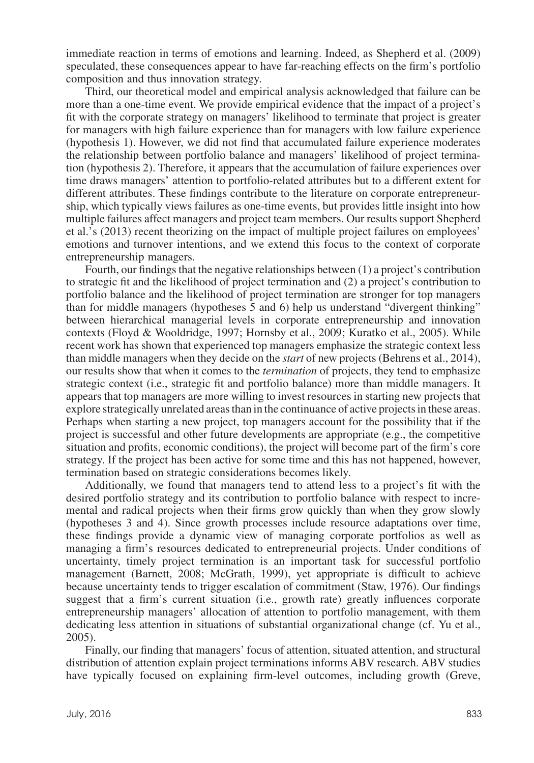immediate reaction in terms of emotions and learning. Indeed, as Shepherd et al. (2009) speculated, these consequences appear to have far-reaching effects on the firm's portfolio composition and thus innovation strategy.

Third, our theoretical model and empirical analysis acknowledged that failure can be more than a one-time event. We provide empirical evidence that the impact of a project's fit with the corporate strategy on managers' likelihood to terminate that project is greater for managers with high failure experience than for managers with low failure experience (hypothesis 1). However, we did not find that accumulated failure experience moderates the relationship between portfolio balance and managers' likelihood of project termination (hypothesis 2). Therefore, it appears that the accumulation of failure experiences over time draws managers' attention to portfolio-related attributes but to a different extent for different attributes. These findings contribute to the literature on corporate entrepreneurship, which typically views failures as one-time events, but provides little insight into how multiple failures affect managers and project team members. Our results support Shepherd et al.'s (2013) recent theorizing on the impact of multiple project failures on employees' emotions and turnover intentions, and we extend this focus to the context of corporate entrepreneurship managers.

Fourth, our findings that the negative relationships between (1) a project's contribution to strategic fit and the likelihood of project termination and (2) a project's contribution to portfolio balance and the likelihood of project termination are stronger for top managers than for middle managers (hypotheses 5 and 6) help us understand "divergent thinking" between hierarchical managerial levels in corporate entrepreneurship and innovation contexts (Floyd & Wooldridge, 1997; Hornsby et al., 2009; Kuratko et al., 2005). While recent work has shown that experienced top managers emphasize the strategic context less than middle managers when they decide on the *start* of new projects (Behrens et al., 2014), our results show that when it comes to the *termination* of projects, they tend to emphasize strategic context (i.e., strategic fit and portfolio balance) more than middle managers. It appears that top managers are more willing to invest resources in starting new projects that explore strategically unrelated areas than in the continuance of active projects in these areas. Perhaps when starting a new project, top managers account for the possibility that if the project is successful and other future developments are appropriate (e.g., the competitive situation and profits, economic conditions), the project will become part of the firm's core strategy. If the project has been active for some time and this has not happened, however, termination based on strategic considerations becomes likely.

Additionally, we found that managers tend to attend less to a project's fit with the desired portfolio strategy and its contribution to portfolio balance with respect to incremental and radical projects when their firms grow quickly than when they grow slowly (hypotheses 3 and 4). Since growth processes include resource adaptations over time, these findings provide a dynamic view of managing corporate portfolios as well as managing a firm's resources dedicated to entrepreneurial projects. Under conditions of uncertainty, timely project termination is an important task for successful portfolio management (Barnett, 2008; McGrath, 1999), yet appropriate is difficult to achieve because uncertainty tends to trigger escalation of commitment (Staw, 1976). Our findings suggest that a firm's current situation (i.e., growth rate) greatly influences corporate entrepreneurship managers' allocation of attention to portfolio management, with them dedicating less attention in situations of substantial organizational change (cf. Yu et al., 2005).

Finally, our finding that managers' focus of attention, situated attention, and structural distribution of attention explain project terminations informs ABV research. ABV studies have typically focused on explaining firm-level outcomes, including growth (Greve,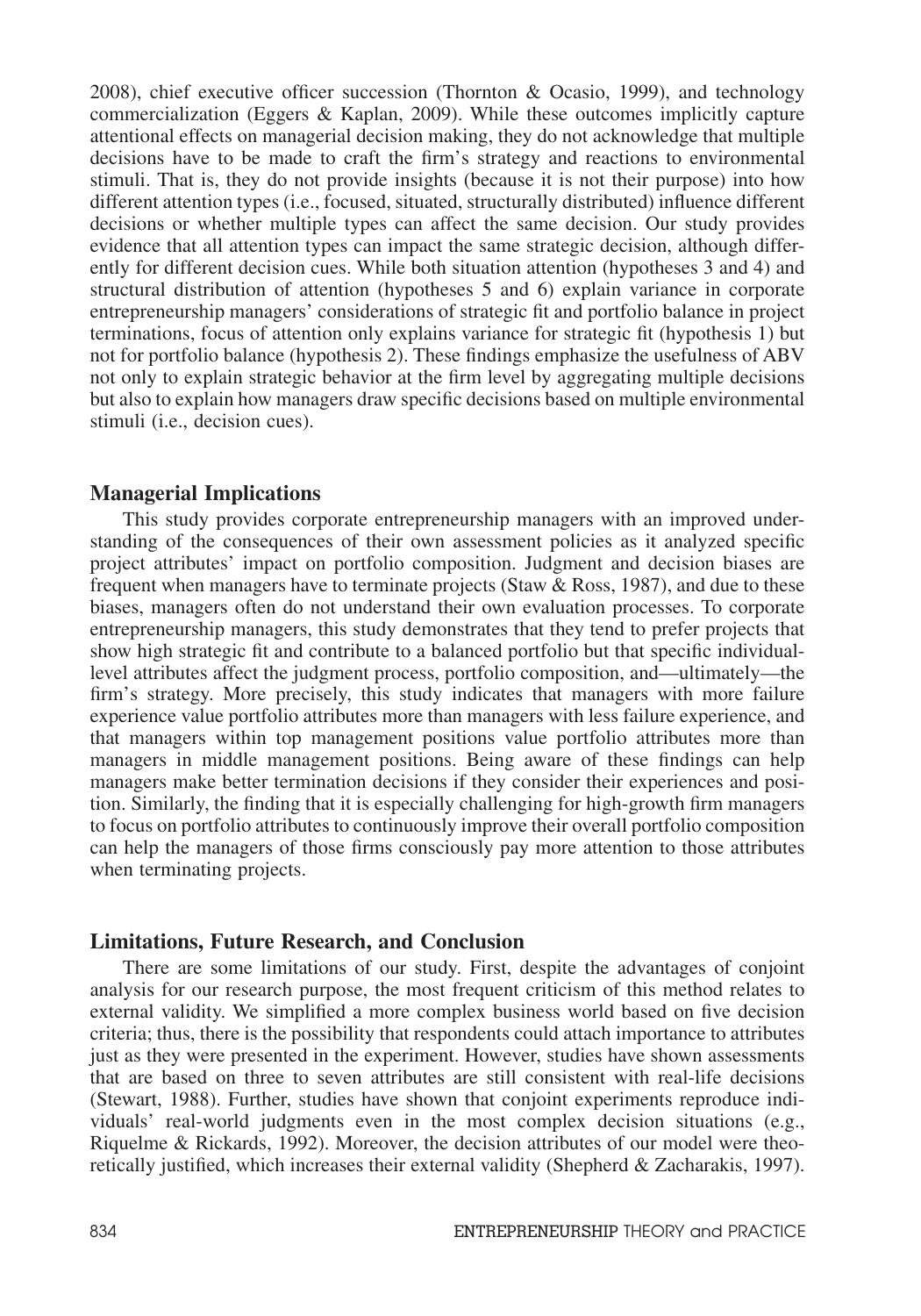2008), chief executive officer succession (Thornton & Ocasio, 1999), and technology commercialization (Eggers & Kaplan, 2009). While these outcomes implicitly capture attentional effects on managerial decision making, they do not acknowledge that multiple decisions have to be made to craft the firm's strategy and reactions to environmental stimuli. That is, they do not provide insights (because it is not their purpose) into how different attention types (i.e., focused, situated, structurally distributed) influence different decisions or whether multiple types can affect the same decision. Our study provides evidence that all attention types can impact the same strategic decision, although differently for different decision cues. While both situation attention (hypotheses 3 and 4) and structural distribution of attention (hypotheses 5 and 6) explain variance in corporate entrepreneurship managers' considerations of strategic fit and portfolio balance in project terminations, focus of attention only explains variance for strategic fit (hypothesis 1) but not for portfolio balance (hypothesis 2). These findings emphasize the usefulness of ABV not only to explain strategic behavior at the firm level by aggregating multiple decisions but also to explain how managers draw specific decisions based on multiple environmental stimuli (i.e., decision cues).

## Managerial Implications

This study provides corporate entrepreneurship managers with an improved understanding of the consequences of their own assessment policies as it analyzed specific project attributes' impact on portfolio composition. Judgment and decision biases are frequent when managers have to terminate projects (Staw & Ross, 1987), and due to these biases, managers often do not understand their own evaluation processes. To corporate entrepreneurship managers, this study demonstrates that they tend to prefer projects that show high strategic fit and contribute to a balanced portfolio but that specific individual-level attributes affect the judgment process, portfolio composition, and—ultimately—the firm's strategy. More precisely, this study indicates that managers with more failure experience value portfolio attributes more than managers with less failure experience, and that managers within top management positions value portfolio attributes more than managers in middle management positions. Being aware of these findings can help managers make better termination decisions if they consider their experiences and position. Similarly, the finding that it is especially challenging for high-growth firm managers to focus on portfolio attributes to continuously improve their overall portfolio composition can help the managers of those firms consciously pay more attention to those attributes when terminating projects.

## Limitations, Future Research, and Conclusion

There are some limitations of our study. First, despite the advantages of conjoint analysis for our research purpose, the most frequent criticism of this method relates to external validity. We simplified a more complex business world based on five decision criteria; thus, there is the possibility that respondents could attach importance to attributes just as they were presented in the experiment. However, studies have shown assessments that are based on three to seven attributes are still consistent with real-life decisions (Stewart, 1988). Further, studies have shown that conjoint experiments reproduce individuals' real-world judgments even in the most complex decision situations (e.g., Riquelme & Rickards, 1992). Moreover, the decision attributes of our model were theoretically justified, which increases their external validity (Shepherd & Zacharakis, 1997).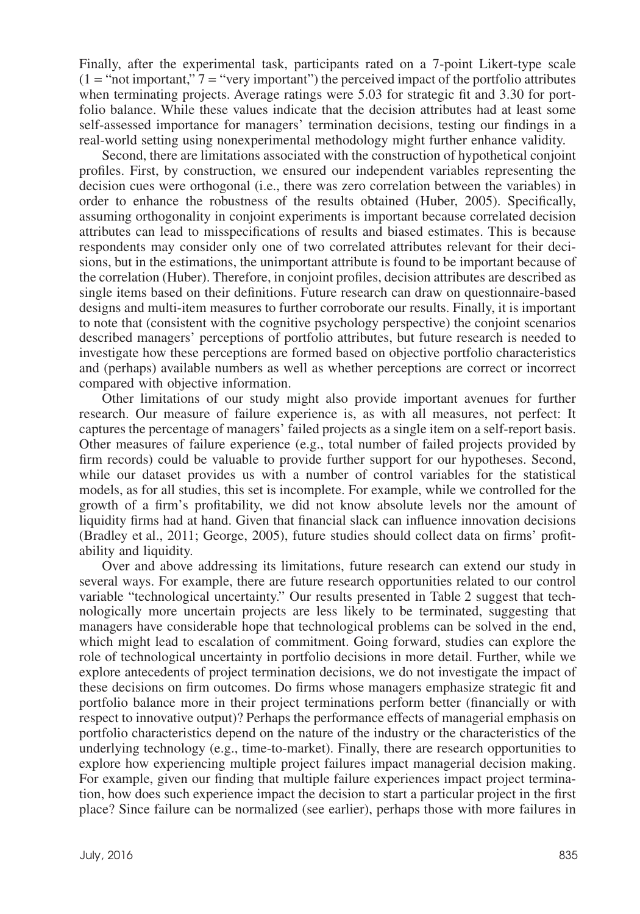Finally, after the experimental task, participants rated on a 7-point Likert-type scale (1 = "not important," 7 = "very important") the perceived impact of the portfolio attributes when terminating projects. Average ratings were 5.03 for strategic fit and 3.30 for portfolio balance. While these values indicate that the decision attributes had at least some self-assessed importance for managers' termination decisions, testing our findings in a real-world setting using nonexperimental methodology might further enhance validity.

Second, there are limitations associated with the construction of hypothetical conjoint profiles. First, by construction, we ensured our independent variables representing the decision cues were orthogonal (i.e., there was zero correlation between the variables) in order to enhance the robustness of the results obtained (Huber, 2005). Specifically, assuming orthogonality in conjoint experiments is important because correlated decision attributes can lead to misspecifications of results and biased estimates. This is because respondents may consider only one of two correlated attributes relevant for their decisions, but in the estimations, the unimportant attribute is found to be important because of the correlation (Huber). Therefore, in conjoint profiles, decision attributes are described as single items based on their definitions. Future research can draw on questionnaire-based designs and multi-item measures to further corroborate our results. Finally, it is important to note that (consistent with the cognitive psychology perspective) the conjoint scenarios described managers' perceptions of portfolio attributes, but future research is needed to investigate how these perceptions are formed based on objective portfolio characteristics and (perhaps) available numbers as well as whether perceptions are correct or incorrect compared with objective information.

Other limitations of our study might also provide important avenues for further research. Our measure of failure experience is, as with all measures, not perfect: It captures the percentage of managers' failed projects as a single item on a self-report basis. Other measures of failure experience (e.g., total number of failed projects provided by firm records) could be valuable to provide further support for our hypotheses. Second, while our dataset provides us with a number of control variables for the statistical models, as for all studies, this set is incomplete. For example, while we controlled for the growth of a firm's profitability, we did not know absolute levels nor the amount of liquidity firms had at hand. Given that financial slack can influence innovation decisions (Bradley et al., 2011; George, 2005), future studies should collect data on firms' profitability and liquidity.

Over and above addressing its limitations, future research can extend our study in several ways. For example, there are future research opportunities related to our control variable "technological uncertainty." Our results presented in Table 2 suggest that technologically more uncertain projects are less likely to be terminated, suggesting that managers have considerable hope that technological problems can be solved in the end, which might lead to escalation of commitment. Going forward, studies can explore the role of technological uncertainty in portfolio decisions in more detail. Further, while we explore antecedents of project termination decisions, we do not investigate the impact of these decisions on firm outcomes. Do firms whose managers emphasize strategic fit and portfolio balance more in their project terminations perform better (financially or with respect to innovative output)? Perhaps the performance effects of managerial emphasis on portfolio characteristics depend on the nature of the industry or the characteristics of the underlying technology (e.g., time-to-market). Finally, there are research opportunities to explore how experiencing multiple project failures impact managerial decision making. For example, given our finding that multiple failure experiences impact project termination, how does such experience impact the decision to start a particular project in the first place? Since failure can be normalized (see earlier), perhaps those with more failures in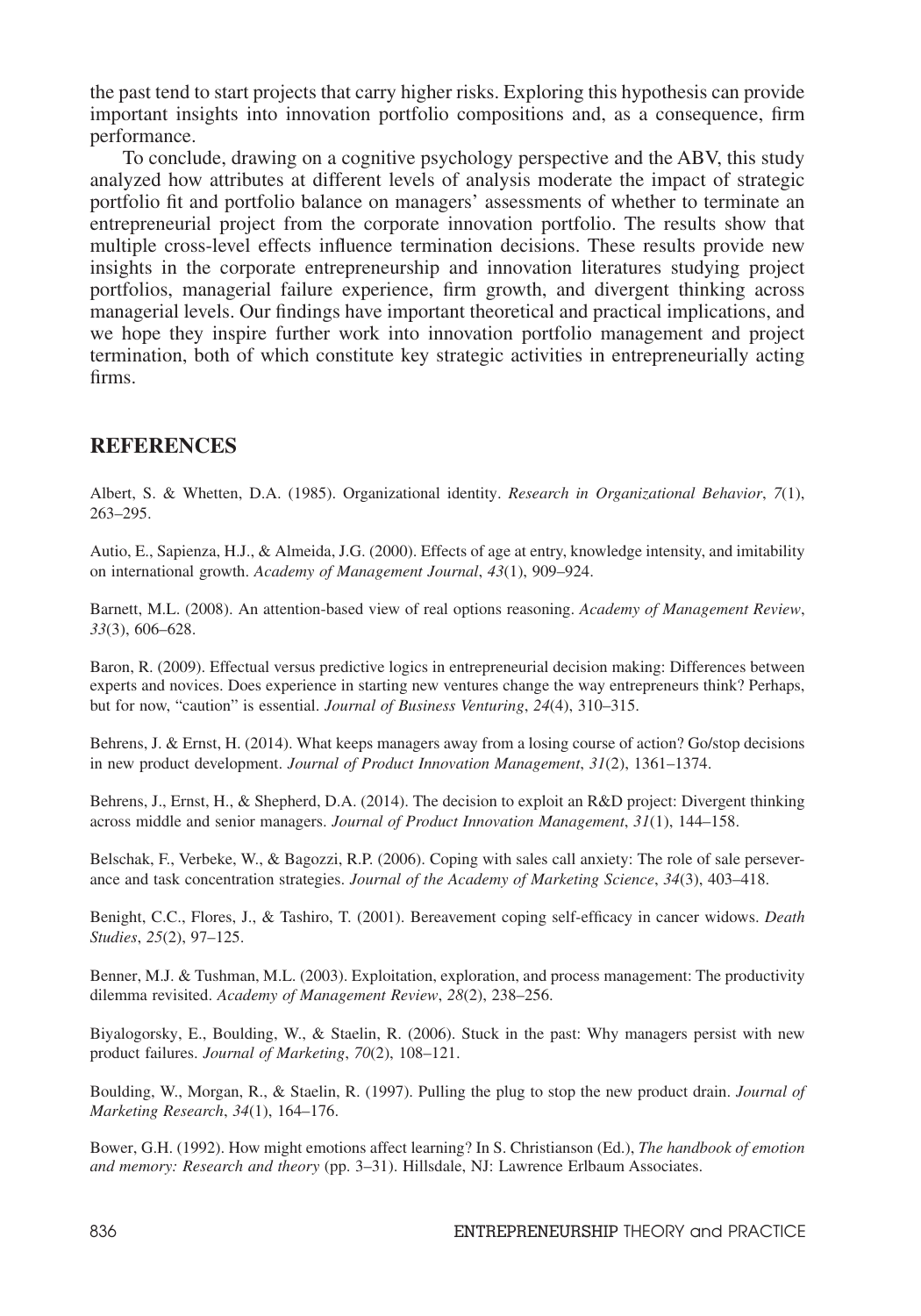the past tend to start projects that carry higher risks. Exploring this hypothesis can provide important insights into innovation portfolio compositions and, as a consequence, firm performance.

To conclude, drawing on a cognitive psychology perspective and the ABV, this study analyzed how attributes at different levels of analysis moderate the impact of strategic portfolio fit and portfolio balance on managers' assessments of whether to terminate an entrepreneurial project from the corporate innovation portfolio. The results show that multiple cross-level effects influence termination decisions. These results provide new insights in the corporate entrepreneurship and innovation literatures studying project portfolios, managerial failure experience, firm growth, and divergent thinking across managerial levels. Our findings have important theoretical and practical implications, and we hope they inspire further work into innovation portfolio management and project termination, both of which constitute key strategic activities in entrepreneurially acting firms.

## REFERENCES

Albert, S. & Whetten, D.A. (1985). Organizational identity. *Research in Organizational Behavior*, *7*(1), 263–295.

Autio, E., Sapienza, H.J., & Almeida, J.G. (2000). Effects of age at entry, knowledge intensity, and imitability on international growth. *Academy of Management Journal*, *43*(1), 909–924.

Barnett, M.L. (2008). An attention-based view of real options reasoning. *Academy of Management Review*, *33*(3), 606–628.

Baron, R. (2009). Effectual versus predictive logics in entrepreneurial decision making: Differences between experts and novices. Does experience in starting new ventures change the way entrepreneurs think? Perhaps, but for now, "caution" is essential. *Journal of Business Venturing*, *24*(4), 310–315.

Behrens, J. & Ernst, H. (2014). What keeps managers away from a losing course of action? Go/stop decisions in new product development. *Journal of Product Innovation Management*, *31*(2), 1361–1374.

Behrens, J., Ernst, H., & Shepherd, D.A. (2014). The decision to exploit an R&D project: Divergent thinking across middle and senior managers. *Journal of Product Innovation Management*, *31*(1), 144–158.

Belschak, F., Verbeke, W., & Bagozzi, R.P. (2006). Coping with sales call anxiety: The role of sale perseverance and task concentration strategies. *Journal of the Academy of Marketing Science*, *34*(3), 403–418.

Benight, C.C., Flores, J., & Tashiro, T. (2001). Bereavement coping self-efficacy in cancer widows. *Death Studies*, *25*(2), 97–125.

Benner, M.J. & Tushman, M.L. (2003). Exploitation, exploration, and process management: The productivity dilemma revisited. *Academy of Management Review*, *28*(2), 238–256.

Biyalogorsky, E., Boulding, W., & Staelin, R. (2006). Stuck in the past: Why managers persist with new product failures. *Journal of Marketing*, *70*(2), 108–121.

Boulding, W., Morgan, R., & Staelin, R. (1997). Pulling the plug to stop the new product drain. *Journal of Marketing Research*, *34*(1), 164–176.

Bower, G.H. (1992). How might emotions affect learning? In S. Christianson (Ed.), *The handbook of emotion and memory: Research and theory* (pp. 3–31). Hillsdale, NJ: Lawrence Erlbaum Associates.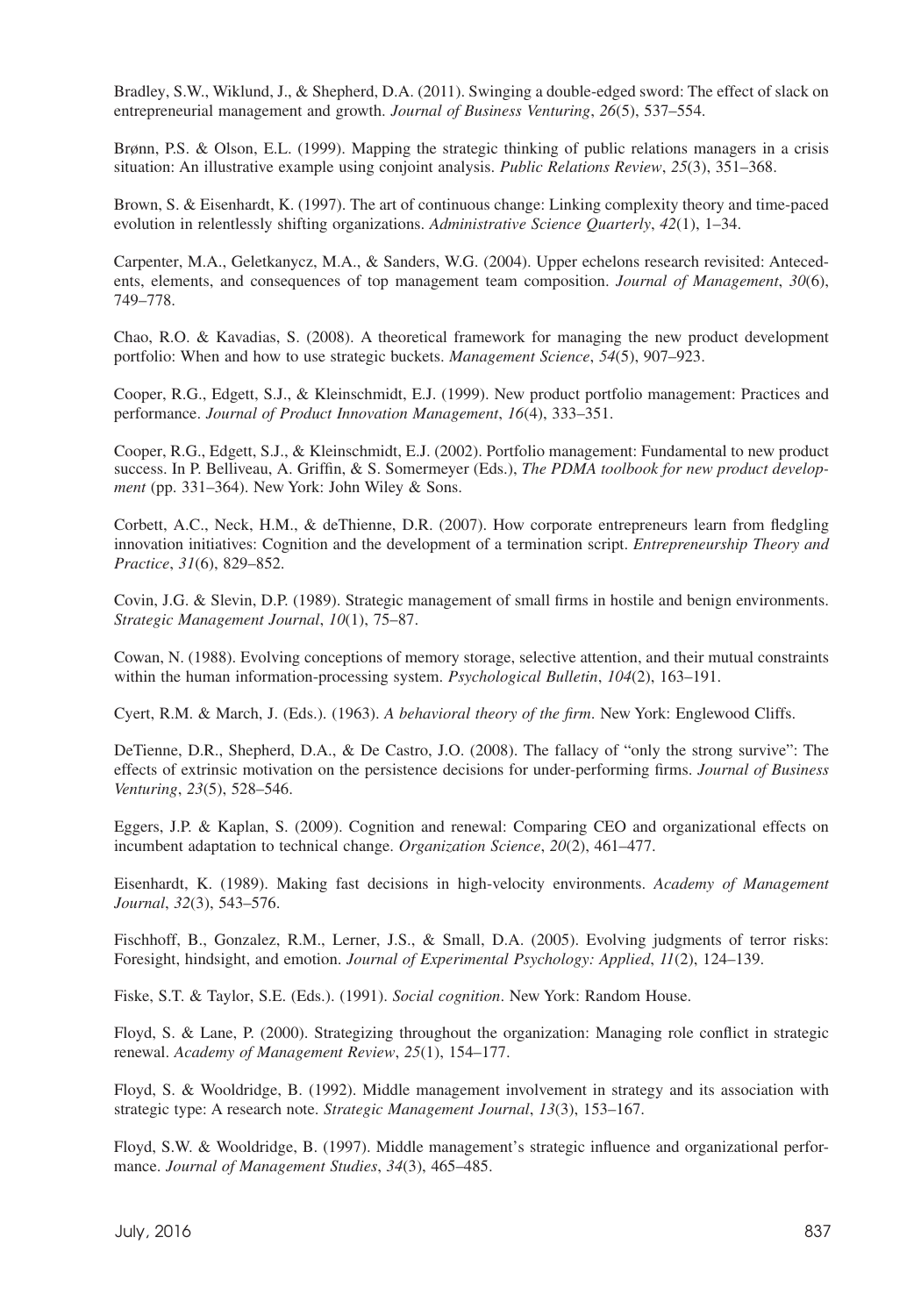Bradley, S.W., Wiklund, J., & Shepherd, D.A. (2011). Swinging a double-edged sword: The effect of slack on entrepreneurial management and growth. *Journal of Business Venturing*, *26*(5), 537–554.

Brønn, P.S. & Olson, E.L. (1999). Mapping the strategic thinking of public relations managers in a crisis situation: An illustrative example using conjoint analysis. *Public Relations Review*, *25*(3), 351–368.

Brown, S. & Eisenhardt, K. (1997). The art of continuous change: Linking complexity theory and time-paced evolution in relentlessly shifting organizations. *Administrative Science Quarterly*, *42*(1), 1–34.

Carpenter, M.A., Geletkanycz, M.A., & Sanders, W.G. (2004). Upper echelons research revisited: Antecedents, elements, and consequences of top management team composition. *Journal of Management*, *30*(6), 749–778.

Chao, R.O. & Kavadias, S. (2008). A theoretical framework for managing the new product development portfolio: When and how to use strategic buckets. *Management Science*, *54*(5), 907–923.

Cooper, R.G., Edgett, S.J., & Kleinschmidt, E.J. (1999). New product portfolio management: Practices and performance. *Journal of Product Innovation Management*, *16*(4), 333–351.

Cooper, R.G., Edgett, S.J., & Kleinschmidt, E.J. (2002). Portfolio management: Fundamental to new product success. In P. Belliveau, A. Griffin, & S. Somermeyer (Eds.), *The PDMA toolbook for new product development* (pp. 331–364). New York: John Wiley & Sons.

Corbett, A.C., Neck, H.M., & deThienne, D.R. (2007). How corporate entrepreneurs learn from fledgling innovation initiatives: Cognition and the development of a termination script. *Entrepreneurship Theory and Practice*, *31*(6), 829–852.

Covin, J.G. & Slevin, D.P. (1989). Strategic management of small firms in hostile and benign environments. *Strategic Management Journal*, *10*(1), 75–87.

Cowan, N. (1988). Evolving conceptions of memory storage, selective attention, and their mutual constraints within the human information-processing system. *Psychological Bulletin*, *104*(2), 163–191.

Cyert, R.M. & March, J. (Eds.). (1963). *A behavioral theory of the firm*. New York: Englewood Cliffs.

DeTienne, D.R., Shepherd, D.A., & De Castro, J.O. (2008). The fallacy of "only the strong survive": The effects of extrinsic motivation on the persistence decisions for under-performing firms. *Journal of Business Venturing*, *23*(5), 528–546.

Eggers, J.P. & Kaplan, S. (2009). Cognition and renewal: Comparing CEO and organizational effects on incumbent adaptation to technical change. *Organization Science*, *20*(2), 461–477.

Eisenhardt, K. (1989). Making fast decisions in high-velocity environments. *Academy of Management Journal*, *32*(3), 543–576.

Fischhoff, B., Gonzalez, R.M., Lerner, J.S., & Small, D.A. (2005). Evolving judgments of terror risks: Foresight, hindsight, and emotion. *Journal of Experimental Psychology: Applied*, *11*(2), 124–139.

Fiske, S.T. & Taylor, S.E. (Eds.). (1991). *Social cognition*. New York: Random House.

Floyd, S. & Lane, P. (2000). Strategizing throughout the organization: Managing role conflict in strategic renewal. *Academy of Management Review*, *25*(1), 154–177.

Floyd, S. & Wooldridge, B. (1992). Middle management involvement in strategy and its association with strategic type: A research note. *Strategic Management Journal*, *13*(3), 153–167.

Floyd, S.W. & Wooldridge, B. (1997). Middle management's strategic influence and organizational performance. *Journal of Management Studies*, *34*(3), 465–485.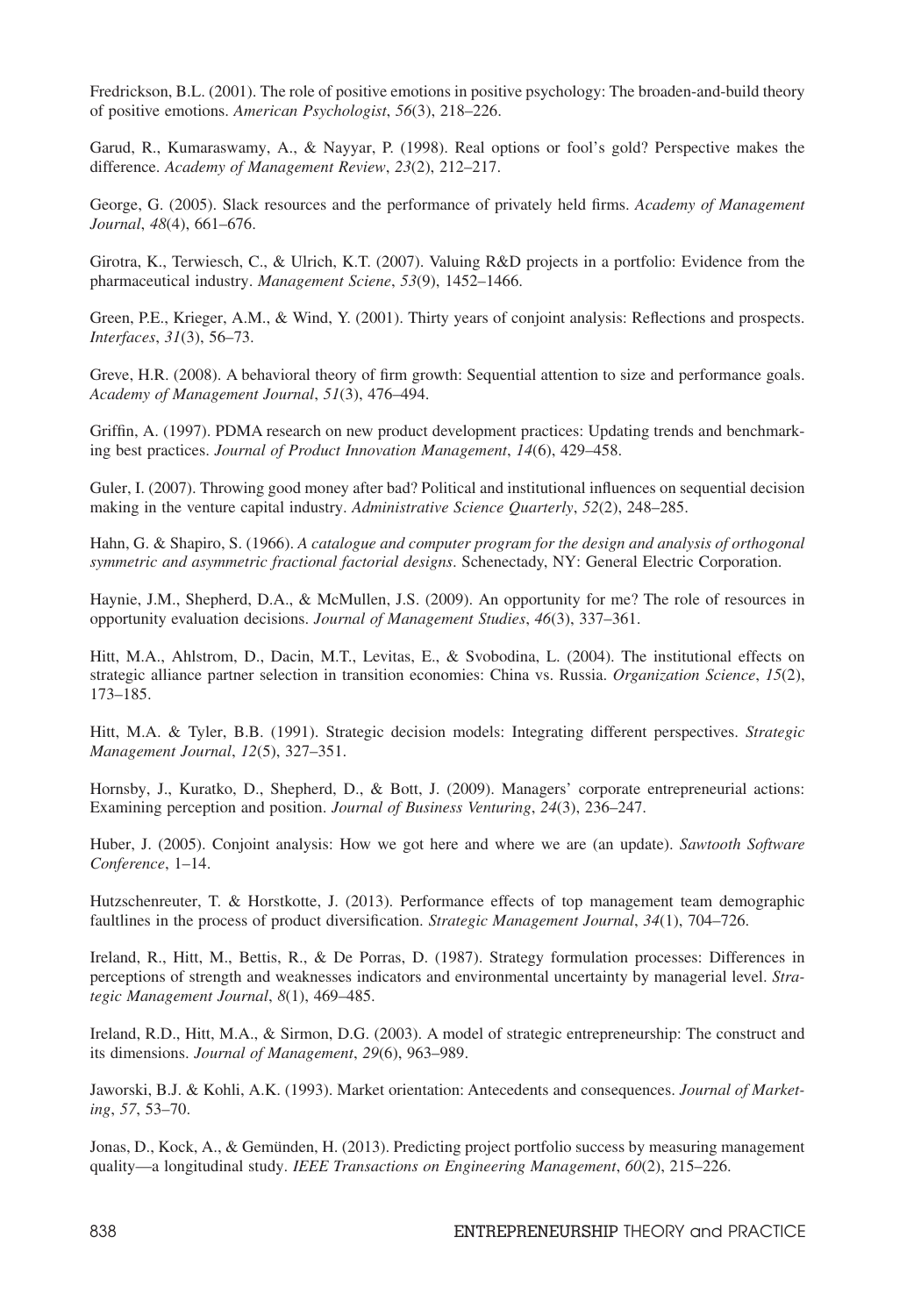Fredrickson, B.L. (2001). The role of positive emotions in positive psychology: The broaden-and-build theory of positive emotions. *American Psychologist*, *56*(3), 218–226.

Garud, R., Kumaraswamy, A., & Nayyar, P. (1998). Real options or fool's gold? Perspective makes the difference. *Academy of Management Review*, *23*(2), 212–217.

George, G. (2005). Slack resources and the performance of privately held firms. *Academy of Management Journal*, *48*(4), 661–676.

Girotra, K., Terwiesch, C., & Ulrich, K.T. (2007). Valuing R&D projects in a portfolio: Evidence from the pharmaceutical industry. *Management Sciene*, *53*(9), 1452–1466.

Green, P.E., Krieger, A.M., & Wind, Y. (2001). Thirty years of conjoint analysis: Reflections and prospects. *Interfaces*, *31*(3), 56–73.

Greve, H.R. (2008). A behavioral theory of firm growth: Sequential attention to size and performance goals. *Academy of Management Journal*, *51*(3), 476–494.

Griffin, A. (1997). PDMA research on new product development practices: Updating trends and benchmarking best practices. *Journal of Product Innovation Management*, *14*(6), 429–458.

Guler, I. (2007). Throwing good money after bad? Political and institutional influences on sequential decision making in the venture capital industry. *Administrative Science Quarterly*, *52*(2), 248–285.

Hahn, G. & Shapiro, S. (1966). *A catalogue and computer program for the design and analysis of orthogonal symmetric and asymmetric fractional factorial designs*. Schenectady, NY: General Electric Corporation.

Haynie, J.M., Shepherd, D.A., & McMullen, J.S. (2009). An opportunity for me? The role of resources in opportunity evaluation decisions. *Journal of Management Studies*, *46*(3), 337–361.

Hitt, M.A., Ahlstrom, D., Dacin, M.T., Levitas, E., & Svobodina, L. (2004). The institutional effects on strategic alliance partner selection in transition economies: China vs. Russia. *Organization Science*, *15*(2), 173–185.

Hitt, M.A. & Tyler, B.B. (1991). Strategic decision models: Integrating different perspectives. *Strategic Management Journal*, *12*(5), 327–351.

Hornsby, J., Kuratko, D., Shepherd, D., & Bott, J. (2009). Managers' corporate entrepreneurial actions: Examining perception and position. *Journal of Business Venturing*, *24*(3), 236–247.

Huber, J. (2005). Conjoint analysis: How we got here and where we are (an update). *Sawtooth Software Conference*, 1–14.

Hutzschenreuter, T. & Horstkotte, J. (2013). Performance effects of top management team demographic faultlines in the process of product diversification. *Strategic Management Journal*, *34*(1), 704–726.

Ireland, R., Hitt, M., Bettis, R., & De Porras, D. (1987). Strategy formulation processes: Differences in perceptions of strength and weaknesses indicators and environmental uncertainty by managerial level. *Strategic Management Journal*, *8*(1), 469–485.

Ireland, R.D., Hitt, M.A., & Sirmon, D.G. (2003). A model of strategic entrepreneurship: The construct and its dimensions. *Journal of Management*, *29*(6), 963–989.

Jaworski, B.J. & Kohli, A.K. (1993). Market orientation: Antecedents and consequences. *Journal of Marketing*, *57*, 53–70.

Jonas, D., Kock, A., & Gemünden, H. (2013). Predicting project portfolio success by measuring management quality—a longitudinal study. *IEEE Transactions on Engineering Management*, *60*(2), 215–226.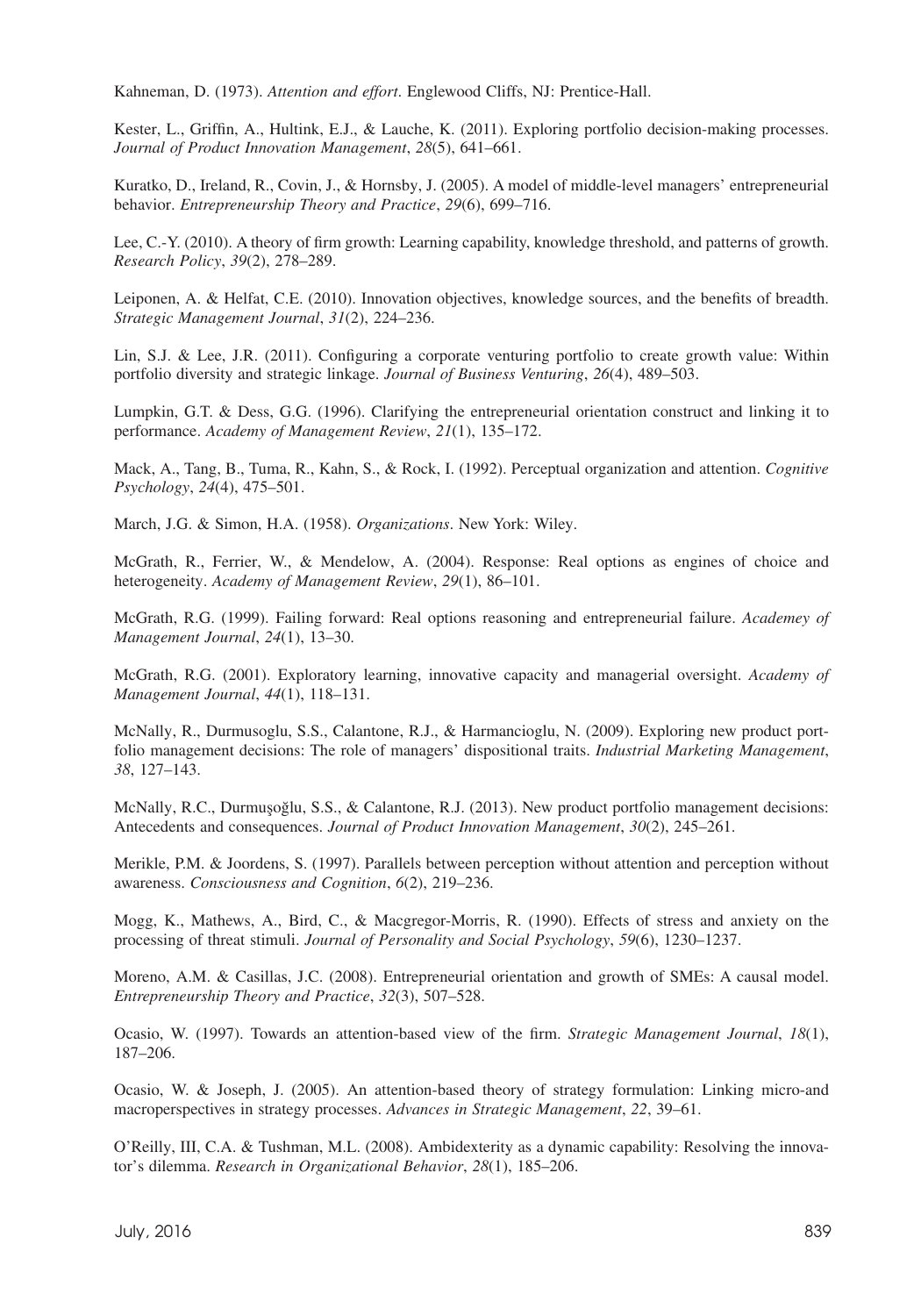Kahneman, D. (1973). *Attention and effort*. Englewood Cliffs, NJ: Prentice-Hall.

Kester, L., Griffin, A., Hultink, E.J., & Lauche, K. (2011). Exploring portfolio decision-making processes. *Journal of Product Innovation Management*, *28*(5), 641–661.

Kuratko, D., Ireland, R., Covin, J., & Hornsby, J. (2005). A model of middle-level managers' entrepreneurial behavior. *Entrepreneurship Theory and Practice*, *29*(6), 699–716.

Lee, C.-Y. (2010). A theory of firm growth: Learning capability, knowledge threshold, and patterns of growth. *Research Policy*, *39*(2), 278–289.

Leiponen, A. & Helfat, C.E. (2010). Innovation objectives, knowledge sources, and the benefits of breadth. *Strategic Management Journal*, *31*(2), 224–236.

Lin, S.J. & Lee, J.R. (2011). Configuring a corporate venturing portfolio to create growth value: Within portfolio diversity and strategic linkage. *Journal of Business Venturing*, *26*(4), 489–503.

Lumpkin, G.T. & Dess, G.G. (1996). Clarifying the entrepreneurial orientation construct and linking it to performance. *Academy of Management Review*, *21*(1), 135–172.

Mack, A., Tang, B., Tuma, R., Kahn, S., & Rock, I. (1992). Perceptual organization and attention. *Cognitive Psychology*, *24*(4), 475–501.

March, J.G. & Simon, H.A. (1958). *Organizations*. New York: Wiley.

McGrath, R., Ferrier, W., & Mendelow, A. (2004). Response: Real options as engines of choice and heterogeneity. *Academy of Management Review*, *29*(1), 86–101.

McGrath, R.G. (1999). Failing forward: Real options reasoning and entrepreneurial failure. *Academey of Management Journal*, *24*(1), 13–30.

McGrath, R.G. (2001). Exploratory learning, innovative capacity and managerial oversight. *Academy of Management Journal*, *44*(1), 118–131.

McNally, R., Durmusoglu, S.S., Calantone, R.J., & Harmancioglu, N. (2009). Exploring new product portfolio management decisions: The role of managers' dispositional traits. *Industrial Marketing Management*, *38*, 127–143.

McNally, R.C., Durmuşoğlu, S.S., & Calantone, R.J. (2013). New product portfolio management decisions: Antecedents and consequences. *Journal of Product Innovation Management*, *30*(2), 245–261.

Merikle, P.M. & Joordens, S. (1997). Parallels between perception without attention and perception without awareness. *Consciousness and Cognition*, *6*(2), 219–236.

Mogg, K., Mathews, A., Bird, C., & Macgregor-Morris, R. (1990). Effects of stress and anxiety on the processing of threat stimuli. *Journal of Personality and Social Psychology*, *59*(6), 1230–1237.

Moreno, A.M. & Casillas, J.C. (2008). Entrepreneurial orientation and growth of SMEs: A causal model. *Entrepreneurship Theory and Practice*, *32*(3), 507–528.

Ocasio, W. (1997). Towards an attention-based view of the firm. *Strategic Management Journal*, *18*(1), 187–206.

Ocasio, W. & Joseph, J. (2005). An attention-based theory of strategy formulation: Linking micro-and macroperspectives in strategy processes. *Advances in Strategic Management*, *22*, 39–61.

O'Reilly, III, C.A. & Tushman, M.L. (2008). Ambidexterity as a dynamic capability: Resolving the innovator's dilemma. *Research in Organizational Behavior*, *28*(1), 185–206.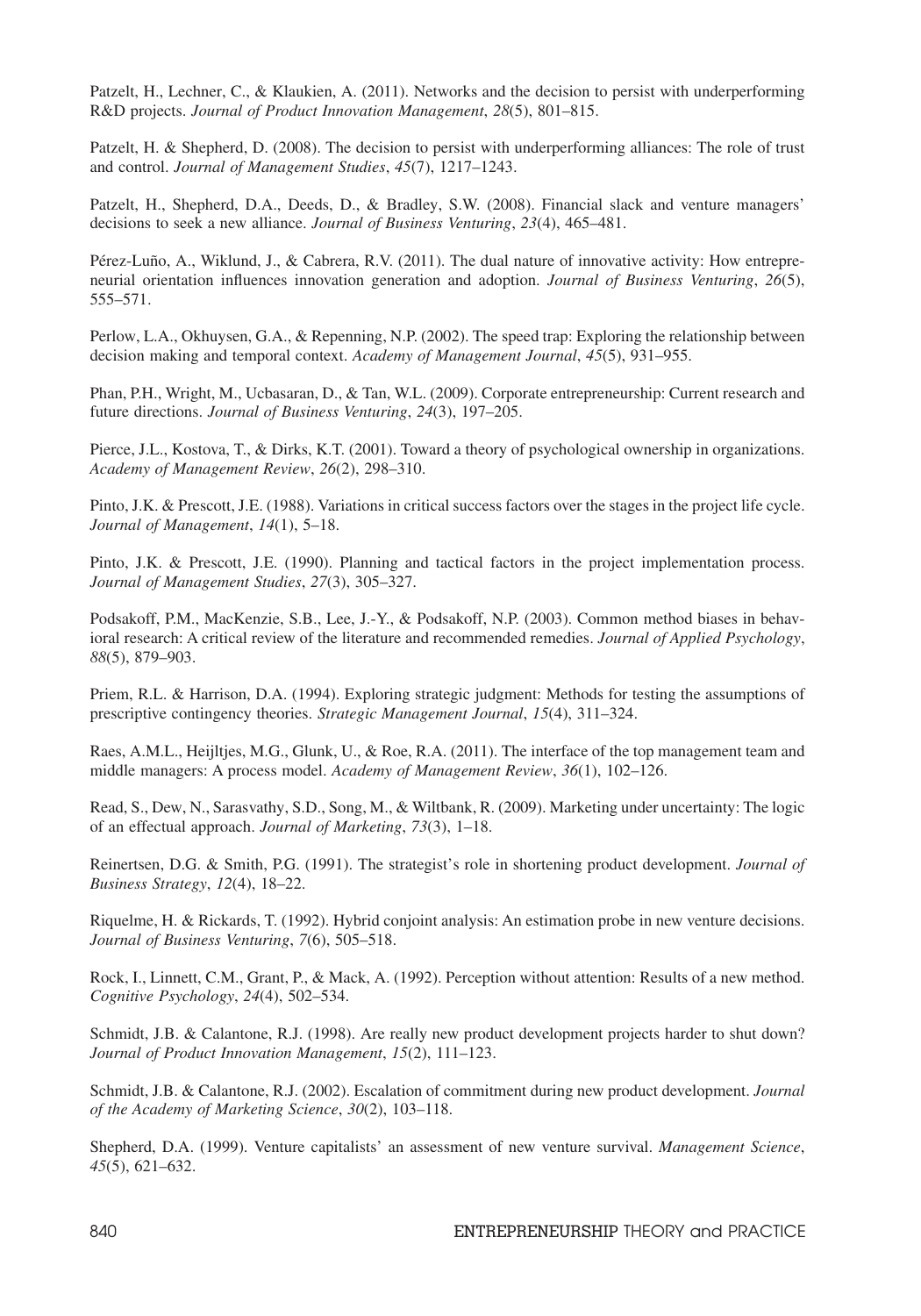Patzelt, H., Lechner, C., & Klaukien, A. (2011). Networks and the decision to persist with underperforming R&D projects. *Journal of Product Innovation Management*, *28*(5), 801–815.

Patzelt, H. & Shepherd, D. (2008). The decision to persist with underperforming alliances: The role of trust and control. *Journal of Management Studies*, *45*(7), 1217–1243.

Patzelt, H., Shepherd, D.A., Deeds, D., & Bradley, S.W. (2008). Financial slack and venture managers' decisions to seek a new alliance. *Journal of Business Venturing*, *23*(4), 465–481.

Pérez-Luño, A., Wiklund, J., & Cabrera, R.V. (2011). The dual nature of innovative activity: How entrepreneurial orientation influences innovation generation and adoption. *Journal of Business Venturing*, *26*(5), 555–571.

Perlow, L.A., Okhuysen, G.A., & Repenning, N.P. (2002). The speed trap: Exploring the relationship between decision making and temporal context. *Academy of Management Journal*, *45*(5), 931–955.

Phan, P.H., Wright, M., Ucbasaran, D., & Tan, W.L. (2009). Corporate entrepreneurship: Current research and future directions. *Journal of Business Venturing*, *24*(3), 197–205.

Pierce, J.L., Kostova, T., & Dirks, K.T. (2001). Toward a theory of psychological ownership in organizations. *Academy of Management Review*, *26*(2), 298–310.

Pinto, J.K. & Prescott, J.E. (1988). Variations in critical success factors over the stages in the project life cycle. *Journal of Management*, *14*(1), 5–18.

Pinto, J.K. & Prescott, J.E. (1990). Planning and tactical factors in the project implementation process. *Journal of Management Studies*, *27*(3), 305–327.

Podsakoff, P.M., MacKenzie, S.B., Lee, J.-Y., & Podsakoff, N.P. (2003). Common method biases in behavioral research: A critical review of the literature and recommended remedies. *Journal of Applied Psychology*, *88*(5), 879–903.

Priem, R.L. & Harrison, D.A. (1994). Exploring strategic judgment: Methods for testing the assumptions of prescriptive contingency theories. *Strategic Management Journal*, *15*(4), 311–324.

Raes, A.M.L., Heijltjes, M.G., Glunk, U., & Roe, R.A. (2011). The interface of the top management team and middle managers: A process model. *Academy of Management Review*, *36*(1), 102–126.

Read, S., Dew, N., Sarasvathy, S.D., Song, M., & Wiltbank, R. (2009). Marketing under uncertainty: The logic of an effectual approach. *Journal of Marketing*, *73*(3), 1–18.

Reinertsen, D.G. & Smith, P.G. (1991). The strategist's role in shortening product development. *Journal of Business Strategy*, *12*(4), 18–22.

Riquelme, H. & Rickards, T. (1992). Hybrid conjoint analysis: An estimation probe in new venture decisions. *Journal of Business Venturing*, *7*(6), 505–518.

Rock, I., Linnett, C.M., Grant, P., & Mack, A. (1992). Perception without attention: Results of a new method. *Cognitive Psychology*, *24*(4), 502–534.

Schmidt, J.B. & Calantone, R.J. (1998). Are really new product development projects harder to shut down? *Journal of Product Innovation Management*, *15*(2), 111–123.

Schmidt, J.B. & Calantone, R.J. (2002). Escalation of commitment during new product development. *Journal of the Academy of Marketing Science*, *30*(2), 103–118.

Shepherd, D.A. (1999). Venture capitalists' an assessment of new venture survival. *Management Science*, *45*(5), 621–632.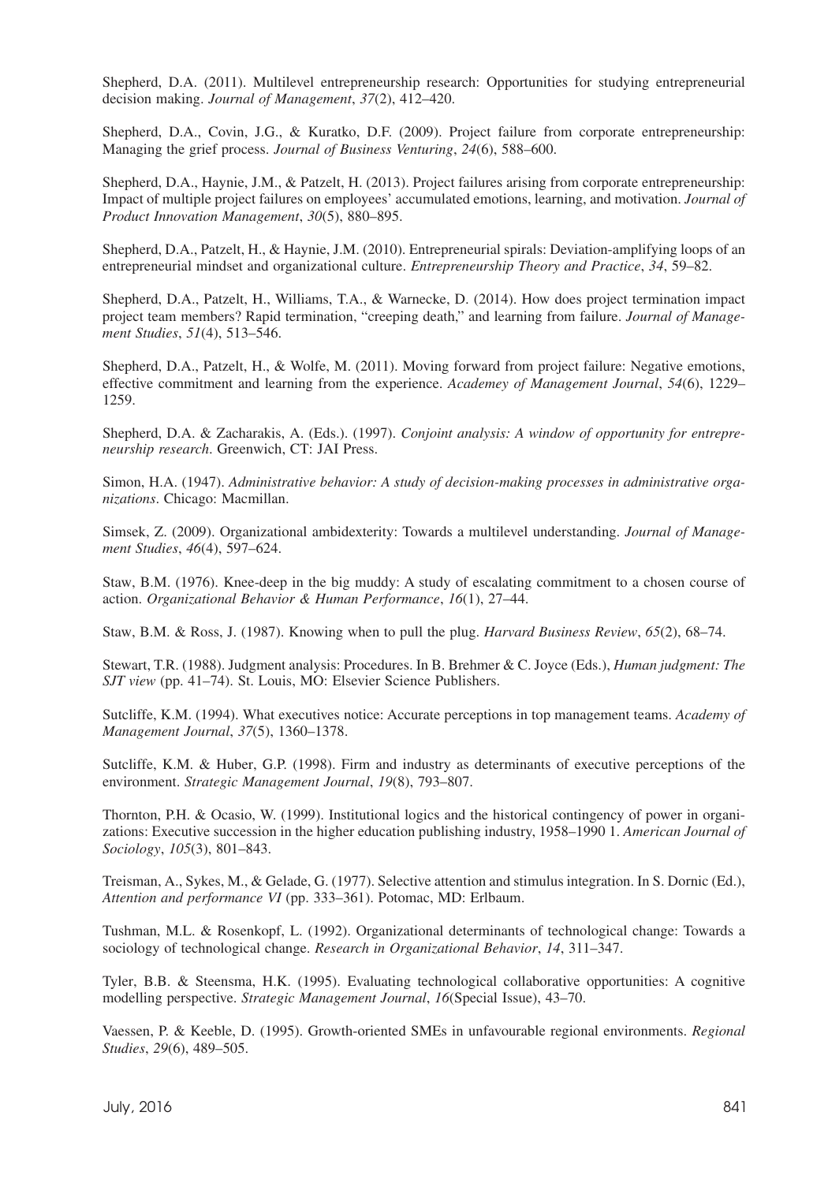Shepherd, D.A. (2011). Multilevel entrepreneurship research: Opportunities for studying entrepreneurial decision making. *Journal of Management*, *37*(2), 412–420.

Shepherd, D.A., Covin, J.G., & Kuratko, D.F. (2009). Project failure from corporate entrepreneurship: Managing the grief process. *Journal of Business Venturing*, *24*(6), 588–600.

Shepherd, D.A., Haynie, J.M., & Patzelt, H. (2013). Project failures arising from corporate entrepreneurship: Impact of multiple project failures on employees' accumulated emotions, learning, and motivation. *Journal of Product Innovation Management*, *30*(5), 880–895.

Shepherd, D.A., Patzelt, H., & Haynie, J.M. (2010). Entrepreneurial spirals: Deviation-amplifying loops of an entrepreneurial mindset and organizational culture. *Entrepreneurship Theory and Practice*, *34*, 59–82.

Shepherd, D.A., Patzelt, H., Williams, T.A., & Warnecke, D. (2014). How does project termination impact project team members? Rapid termination, "creeping death," and learning from failure. *Journal of Management Studies*, *51*(4), 513–546.

Shepherd, D.A., Patzelt, H., & Wolfe, M. (2011). Moving forward from project failure: Negative emotions, effective commitment and learning from the experience. *Academey of Management Journal*, *54*(6), 1229–1259.

Shepherd, D.A. & Zacharakis, A. (Eds.). (1997). *Conjoint analysis: A window of opportunity for entrepreneurship research*. Greenwich, CT: JAI Press.

Simon, H.A. (1947). *Administrative behavior: A study of decision-making processes in administrative organizations*. Chicago: Macmillan.

Simsek, Z. (2009). Organizational ambidexterity: Towards a multilevel understanding. *Journal of Management Studies*, *46*(4), 597–624.

Staw, B.M. (1976). Knee-deep in the big muddy: A study of escalating commitment to a chosen course of action. *Organizational Behavior & Human Performance*, *16*(1), 27–44.

Staw, B.M. & Ross, J. (1987). Knowing when to pull the plug. *Harvard Business Review*, *65*(2), 68–74.

Stewart, T.R. (1988). Judgment analysis: Procedures. In B. Brehmer & C. Joyce (Eds.), *Human judgment: The SJT view* (pp. 41–74). St. Louis, MO: Elsevier Science Publishers.

Sutcliffe, K.M. (1994). What executives notice: Accurate perceptions in top management teams. *Academy of Management Journal*, *37*(5), 1360–1378.

Sutcliffe, K.M. & Huber, G.P. (1998). Firm and industry as determinants of executive perceptions of the environment. *Strategic Management Journal*, *19*(8), 793–807.

Thornton, P.H. & Ocasio, W. (1999). Institutional logics and the historical contingency of power in organizations: Executive succession in the higher education publishing industry, 1958–1990 1. *American Journal of Sociology*, *105*(3), 801–843.

Treisman, A., Sykes, M., & Gelade, G. (1977). Selective attention and stimulus integration. In S. Dornic (Ed.), *Attention and performance VI* (pp. 333–361). Potomac, MD: Erlbaum.

Tushman, M.L. & Rosenkopf, L. (1992). Organizational determinants of technological change: Towards a sociology of technological change. *Research in Organizational Behavior*, *14*, 311–347.

Tyler, B.B. & Steensma, H.K. (1995). Evaluating technological collaborative opportunities: A cognitive modelling perspective. *Strategic Management Journal*, *16*(Special Issue), 43–70.

Vaessen, P. & Keeble, D. (1995). Growth-oriented SMEs in unfavourable regional environments. *Regional Studies*, *29*(6), 489–505.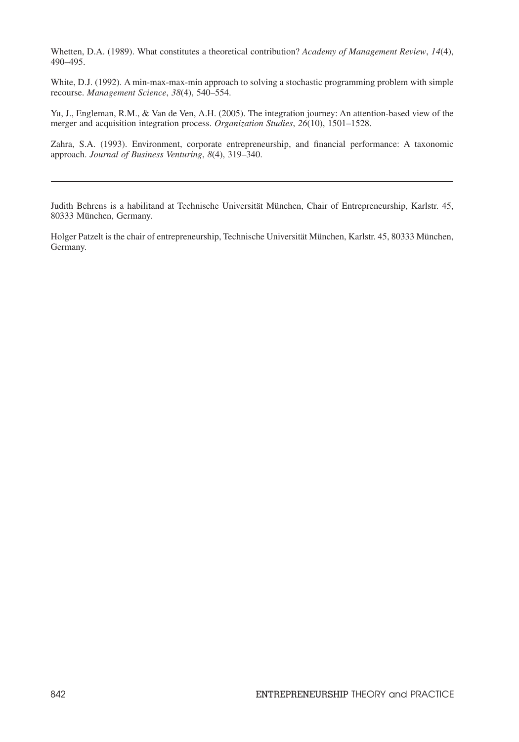Whetten, D.A. (1989). What constitutes a theoretical contribution? *Academy of Management Review*, *14*(4), 490–495.

White, D.J. (1992). A min-max-max-min approach to solving a stochastic programming problem with simple recourse. *Management Science*, *38*(4), 540–554.

Yu, J., Engleman, R.M., & Van de Ven, A.H. (2005). The integration journey: An attention-based view of the merger and acquisition integration process. *Organization Studies*, *26*(10), 1501–1528.

Zahra, S.A. (1993). Environment, corporate entrepreneurship, and financial performance: A taxonomic approach. *Journal of Business Venturing*, *8*(4), 319–340.

---

Judith Behrens is a habilitand at Technische Universität München, Chair of Entrepreneurship, Karlstr. 45, 80333 München, Germany.

Holger Patzelt is the chair of entrepreneurship, Technische Universität München, Karlstr. 45, 80333 München, Germany.